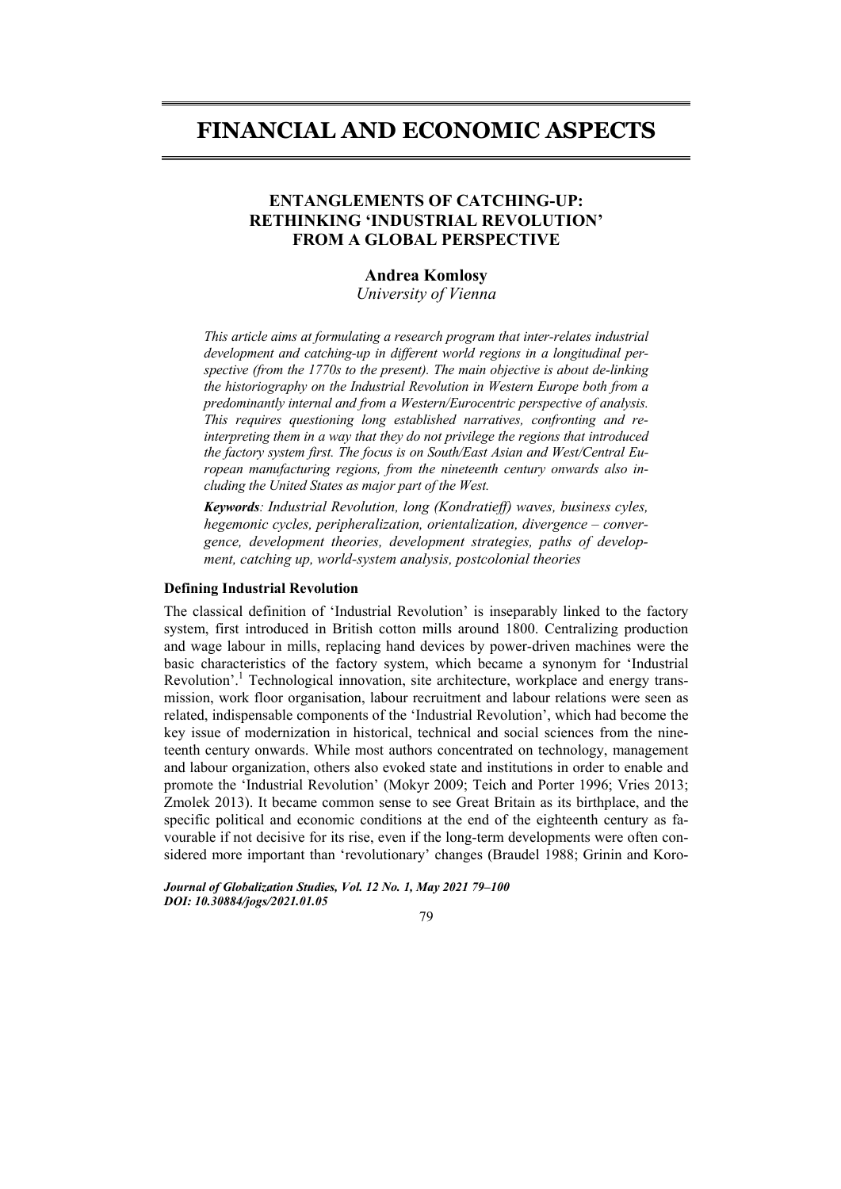# FINANCIAL AND ECONOMIC ASPECTS

## ENTANGLEMENTS OF CATCHING-UP: RETHINKING 'INDUSTRIAL REVOLUTION' FROM A GLOBAL PERSPECTIVE

**Andrea Komlosy**

*University of Vienna*

*This article aims at formulating a research program that inter-relates industrial development and catching-up in different world regions in a longitudinal perspective (from the 1770s to the present). The main objective is about de-linking the historiography on the Industrial Revolution in Western Europe both from a predominantly internal and from a Western/Eurocentric perspective of analysis. This requires questioning long established narratives, confronting and re-interpreting them in a way that they do not privilege the regions that introduced the factory system first. The focus is on South/East Asian and West/Central European manufacturing regions, from the nineteenth century onwards also including the United States as major part of the West.*

***Keywords****: Industrial Revolution, long (Kondratieff) waves, business cyles, hegemonic cycles, peripheralization, orientalization, divergence – convergence, development theories, development strategies, paths of development, catching up, world-system analysis, postcolonial theories*

### Defining Industrial Revolution

The classical definition of 'Industrial Revolution' is inseparably linked to the factory system, first introduced in British cotton mills around 1800. Centralizing production and wage labour in mills, replacing hand devices by power-driven machines were the basic characteristics of the factory system, which became a synonym for 'Industrial Revolution'.[1] Technological innovation, site architecture, workplace and energy transmission, work floor organisation, labour recruitment and labour relations were seen as related, indispensable components of the 'Industrial Revolution', which had become the key issue of modernization in historical, technical and social sciences from the nineteenth century onwards. While most authors concentrated on technology, management and labour organization, others also evoked state and institutions in order to enable and promote the 'Industrial Revolution' (Mokyr 2009; Teich and Porter 1996; Vries 2013; Zmolek 2013). It became common sense to see Great Britain as its birthplace, and the specific political and economic conditions at the end of the eighteenth century as favourable if not decisive for its rise, even if the long-term developments were often considered more important than 'revolutionary' changes (Braudel 1988; Grinin and Koro-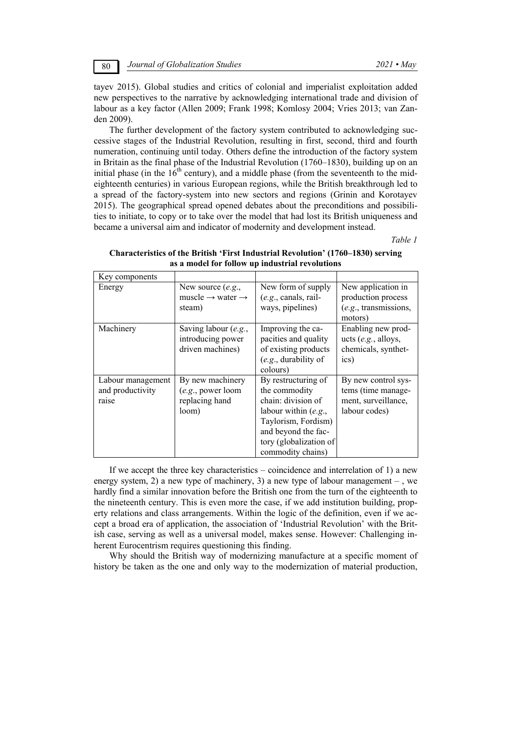tayev 2015). Global studies and critics of colonial and imperialist exploitation added new perspectives to the narrative by acknowledging international trade and division of labour as a key factor (Allen 2009; Frank 1998; Komlosy 2004; Vries 2013; van Zanden 2009).

The further development of the factory system contributed to acknowledging successive stages of the Industrial Revolution, resulting in first, second, third and fourth numeration, continuing until today. Others define the introduction of the factory system in Britain as the final phase of the Industrial Revolution (1760–1830), building up on an initial phase (in the 16th century), and a middle phase (from the seventeenth to the mid-eighteenth centuries) in various European regions, while the British breakthrough led to a spread of the factory-system into new sectors and regions (Grinin and Korotayev 2015). The geographical spread opened debates about the preconditions and possibilities to initiate, to copy or to take over the model that had lost its British uniqueness and became a universal aim and indicator of modernity and development instead.

*Table 1*

**Characteristics of the British 'First Industrial Revolution' (1760–1830) serving as a model for follow up industrial revolutions**

| Key components | | | |
|---|---|---|---|
| Energy | New source (*e.g.*, muscle → water → steam) | New form of supply (*e.g.*, canals, railways, pipelines) | New application in production process (*e.g.*, transmissions, motors) |
| Machinery | Saving labour (*e.g.*, introducing power driven machines) | Improving the capacities and quality of existing products (*e.g.*, durability of colours) | Enabling new products (*e.g.*, alloys, chemicals, synthetics) |
| Labour management and productivity raise | By new machinery (*e.g.*, power loom replacing hand loom) | By restructuring of the commodity chain: division of labour within (*e.g.*, Taylorism, Fordism) and beyond the factory (globalization of commodity chains) | By new control systems (time management, surveillance, labour codes) |

If we accept the three key characteristics – coincidence and interrelation of 1) a new energy system, 2) a new type of machinery, 3) a new type of labour management – , we hardly find a similar innovation before the British one from the turn of the eighteenth to the nineteenth century. This is even more the case, if we add institution building, property relations and class arrangements. Within the logic of the definition, even if we accept a broad era of application, the association of 'Industrial Revolution' with the British case, serving as well as a universal model, makes sense. However: Challenging inherent Eurocentrism requires questioning this finding.

Why should the British way of modernizing manufacture at a specific moment of history be taken as the one and only way to the modernization of material production,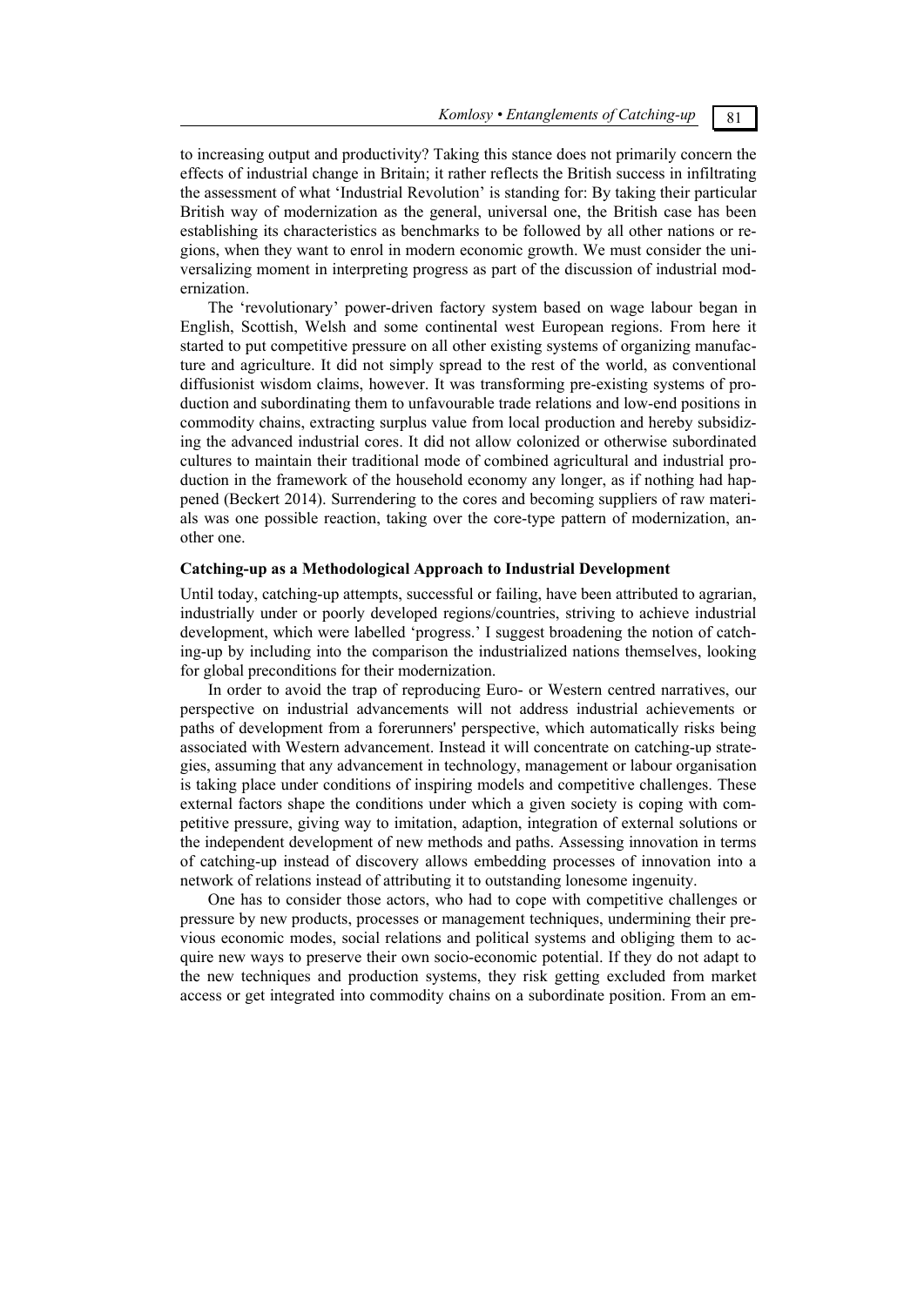to increasing output and productivity? Taking this stance does not primarily concern the effects of industrial change in Britain; it rather reflects the British success in infiltrating the assessment of what 'Industrial Revolution' is standing for: By taking their particular British way of modernization as the general, universal one, the British case has been establishing its characteristics as benchmarks to be followed by all other nations or regions, when they want to enrol in modern economic growth. We must consider the universalizing moment in interpreting progress as part of the discussion of industrial modernization.

The 'revolutionary' power-driven factory system based on wage labour began in English, Scottish, Welsh and some continental west European regions. From here it started to put competitive pressure on all other existing systems of organizing manufacture and agriculture. It did not simply spread to the rest of the world, as conventional diffusionist wisdom claims, however. It was transforming pre-existing systems of production and subordinating them to unfavourable trade relations and low-end positions in commodity chains, extracting surplus value from local production and hereby subsidizing the advanced industrial cores. It did not allow colonized or otherwise subordinated cultures to maintain their traditional mode of combined agricultural and industrial production in the framework of the household economy any longer, as if nothing had happened (Beckert 2014). Surrendering to the cores and becoming suppliers of raw materials was one possible reaction, taking over the core-type pattern of modernization, another one.

**Catching-up as a Methodological Approach to Industrial Development**

Until today, catching-up attempts, successful or failing, have been attributed to agrarian, industrially under or poorly developed regions/countries, striving to achieve industrial development, which were labelled 'progress.' I suggest broadening the notion of catching-up by including into the comparison the industrialized nations themselves, looking for global preconditions for their modernization.

In order to avoid the trap of reproducing Euro- or Western centred narratives, our perspective on industrial advancements will not address industrial achievements or paths of development from a forerunners' perspective, which automatically risks being associated with Western advancement. Instead it will concentrate on catching-up strategies, assuming that any advancement in technology, management or labour organisation is taking place under conditions of inspiring models and competitive challenges. These external factors shape the conditions under which a given society is coping with competitive pressure, giving way to imitation, adaption, integration of external solutions or the independent development of new methods and paths. Assessing innovation in terms of catching-up instead of discovery allows embedding processes of innovation into a network of relations instead of attributing it to outstanding lonesome ingenuity.

One has to consider those actors, who had to cope with competitive challenges or pressure by new products, processes or management techniques, undermining their previous economic modes, social relations and political systems and obliging them to acquire new ways to preserve their own socio-economic potential. If they do not adapt to the new techniques and production systems, they risk getting excluded from market access or get integrated into commodity chains on a subordinate position. From an em-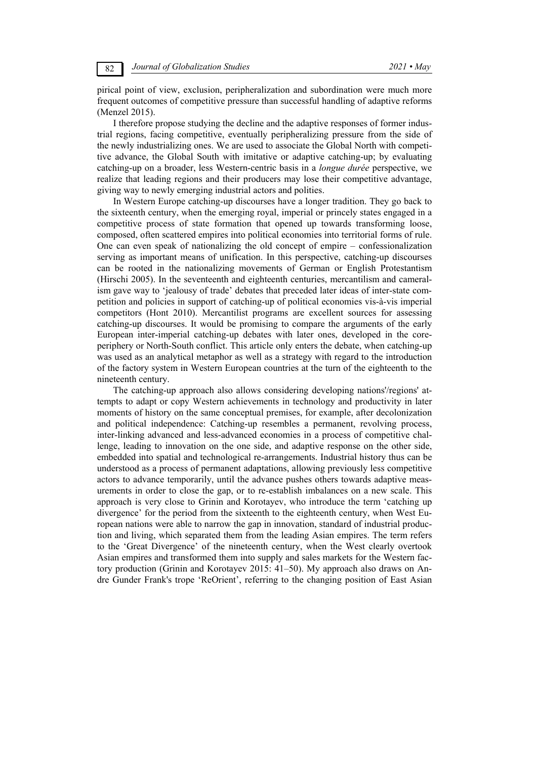pirical point of view, exclusion, peripheralization and subordination were much more frequent outcomes of competitive pressure than successful handling of adaptive reforms (Menzel 2015).

I therefore propose studying the decline and the adaptive responses of former industrial regions, facing competitive, eventually peripheralizing pressure from the side of the newly industrializing ones. We are used to associate the Global North with competitive advance, the Global South with imitative or adaptive catching-up; by evaluating catching-up on a broader, less Western-centric basis in a *longue durée* perspective, we realize that leading regions and their producers may lose their competitive advantage, giving way to newly emerging industrial actors and polities.

In Western Europe catching-up discourses have a longer tradition. They go back to the sixteenth century, when the emerging royal, imperial or princely states engaged in a competitive process of state formation that opened up towards transforming loose, composed, often scattered empires into political economies into territorial forms of rule. One can even speak of nationalizing the old concept of empire – confessionalization serving as important means of unification. In this perspective, catching-up discourses can be rooted in the nationalizing movements of German or English Protestantism (Hirschi 2005). In the seventeenth and eighteenth centuries, mercantilism and cameralism gave way to 'jealousy of trade' debates that preceded later ideas of inter-state competition and policies in support of catching-up of political economies vis-à-vis imperial competitors (Hont 2010). Mercantilist programs are excellent sources for assessing catching-up discourses. It would be promising to compare the arguments of the early European inter-imperial catching-up debates with later ones, developed in the core-periphery or North-South conflict. This article only enters the debate, when catching-up was used as an analytical metaphor as well as a strategy with regard to the introduction of the factory system in Western European countries at the turn of the eighteenth to the nineteenth century.

The catching-up approach also allows considering developing nations'/regions' attempts to adapt or copy Western achievements in technology and productivity in later moments of history on the same conceptual premises, for example, after decolonization and political independence: Catching-up resembles a permanent, revolving process, inter-linking advanced and less-advanced economies in a process of competitive challenge, leading to innovation on the one side, and adaptive response on the other side, embedded into spatial and technological re-arrangements. Industrial history thus can be understood as a process of permanent adaptations, allowing previously less competitive actors to advance temporarily, until the advance pushes others towards adaptive measurements in order to close the gap, or to re-establish imbalances on a new scale. This approach is very close to Grinin and Korotayev, who introduce the term 'catching up divergence' for the period from the sixteenth to the eighteenth century, when West European nations were able to narrow the gap in innovation, standard of industrial production and living, which separated them from the leading Asian empires. The term refers to the 'Great Divergence' of the nineteenth century, when the West clearly overtook Asian empires and transformed them into supply and sales markets for the Western factory production (Grinin and Korotayev 2015: 41–50). My approach also draws on Andre Gunder Frank's trope 'ReOrient', referring to the changing position of East Asian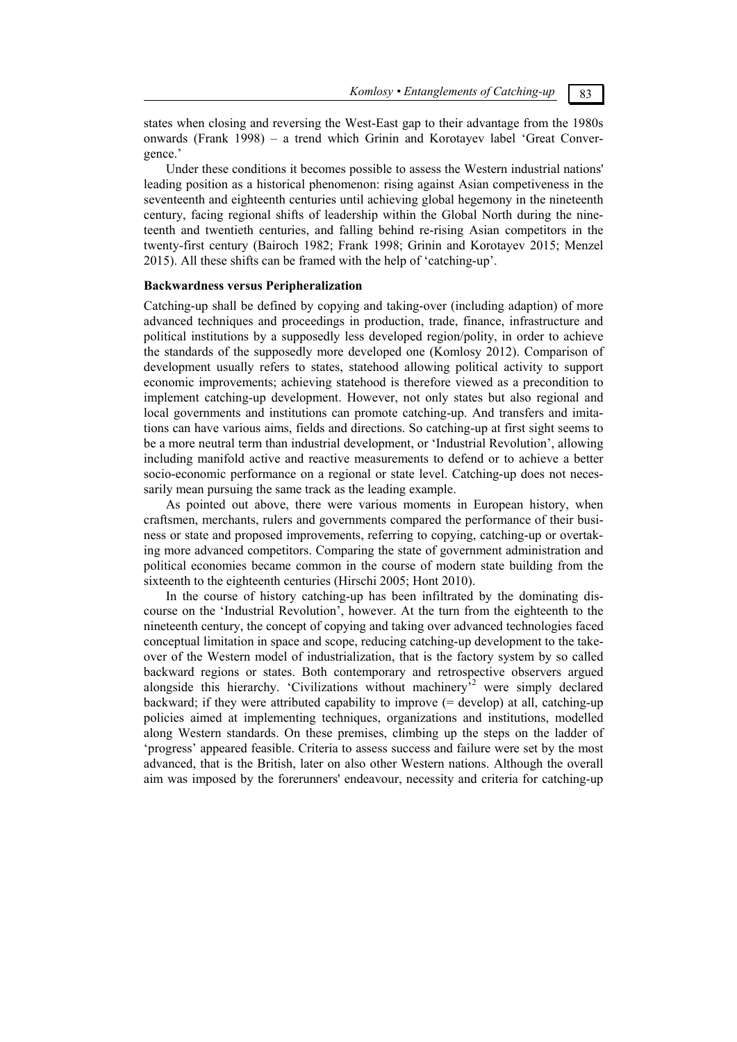states when closing and reversing the West-East gap to their advantage from the 1980s onwards (Frank 1998) – a trend which Grinin and Korotayev label 'Great Convergence.'

Under these conditions it becomes possible to assess the Western industrial nations' leading position as a historical phenomenon: rising against Asian competiveness in the seventeenth and eighteenth centuries until achieving global hegemony in the nineteenth century, facing regional shifts of leadership within the Global North during the nineteenth and twentieth centuries, and falling behind re-rising Asian competitors in the twenty-first century (Bairoch 1982; Frank 1998; Grinin and Korotayev 2015; Menzel 2015). All these shifts can be framed with the help of 'catching-up'.

### Backwardness versus Peripheralization

Catching-up shall be defined by copying and taking-over (including adaption) of more advanced techniques and proceedings in production, trade, finance, infrastructure and political institutions by a supposedly less developed region/polity, in order to achieve the standards of the supposedly more developed one (Komlosy 2012). Comparison of development usually refers to states, statehood allowing political activity to support economic improvements; achieving statehood is therefore viewed as a precondition to implement catching-up development. However, not only states but also regional and local governments and institutions can promote catching-up. And transfers and imitations can have various aims, fields and directions. So catching-up at first sight seems to be a more neutral term than industrial development, or 'Industrial Revolution', allowing including manifold active and reactive measurements to defend or to achieve a better socio-economic performance on a regional or state level. Catching-up does not necessarily mean pursuing the same track as the leading example.

As pointed out above, there were various moments in European history, when craftsmen, merchants, rulers and governments compared the performance of their business or state and proposed improvements, referring to copying, catching-up or overtaking more advanced competitors. Comparing the state of government administration and political economies became common in the course of modern state building from the sixteenth to the eighteenth centuries (Hirschi 2005; Hont 2010).

In the course of history catching-up has been infiltrated by the dominating discourse on the 'Industrial Revolution', however. At the turn from the eighteenth to the nineteenth century, the concept of copying and taking over advanced technologies faced conceptual limitation in space and scope, reducing catching-up development to the takeover of the Western model of industrialization, that is the factory system by so called backward regions or states. Both contemporary and retrospective observers argued alongside this hierarchy. 'Civilizations without machinery'[2] were simply declared backward; if they were attributed capability to improve (= develop) at all, catching-up policies aimed at implementing techniques, organizations and institutions, modelled along Western standards. On these premises, climbing up the steps on the ladder of 'progress' appeared feasible. Criteria to assess success and failure were set by the most advanced, that is the British, later on also other Western nations. Although the overall aim was imposed by the forerunners' endeavour, necessity and criteria for catching-up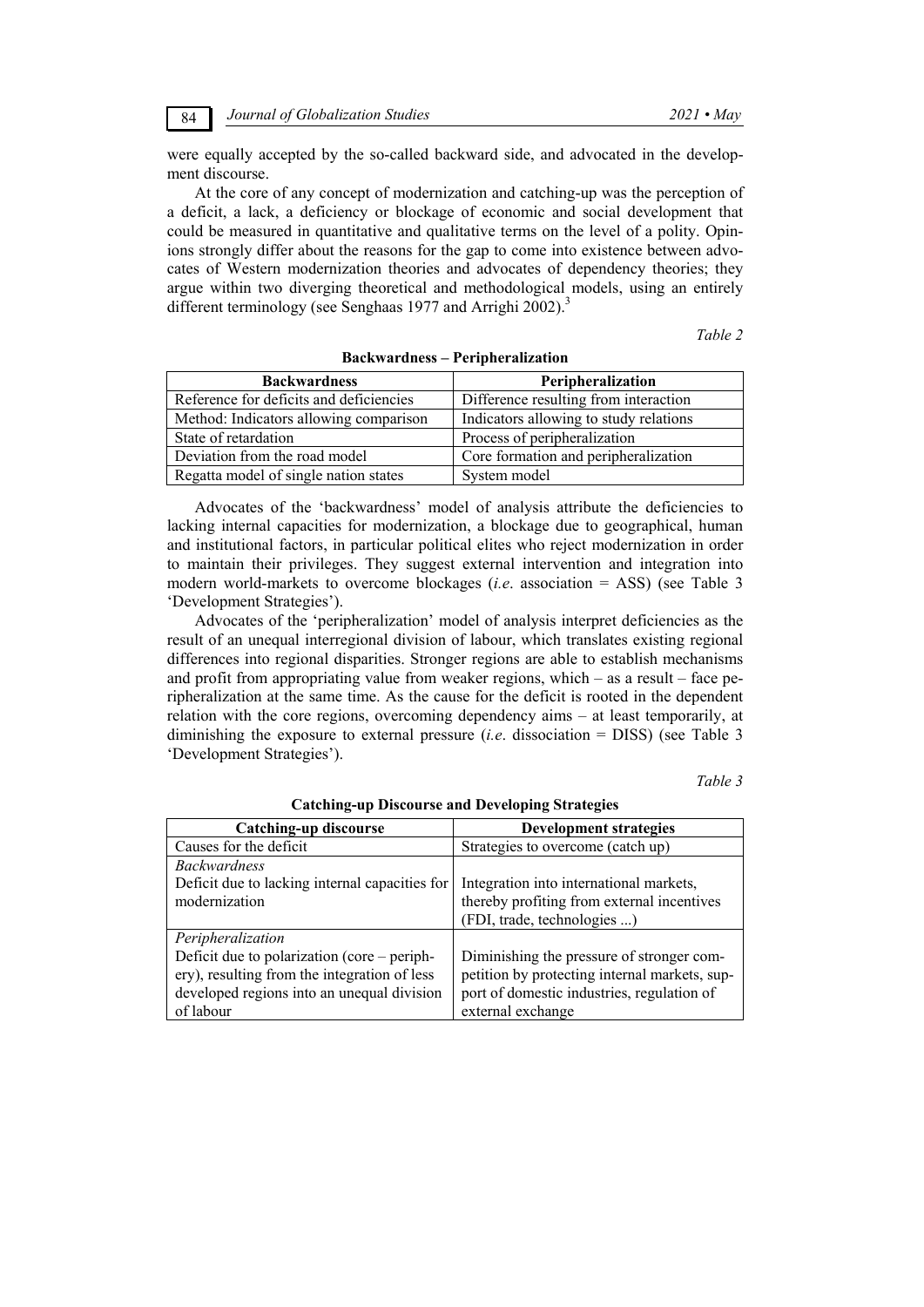were equally accepted by the so-called backward side, and advocated in the development discourse.

At the core of any concept of modernization and catching-up was the perception of a deficit, a lack, a deficiency or blockage of economic and social development that could be measured in quantitative and qualitative terms on the level of a polity. Opinions strongly differ about the reasons for the gap to come into existence between advocates of Western modernization theories and advocates of dependency theories; they argue within two diverging theoretical and methodological models, using an entirely different terminology (see Senghaas 1977 and Arrighi 2002).[3]

*Table 2*

**Backwardness – Peripheralization**

| Backwardness | Peripheralization |
|---|---|
| Reference for deficits and deficiencies | Difference resulting from interaction |
| Method: Indicators allowing comparison | Indicators allowing to study relations |
| State of retardation | Process of peripheralization |
| Deviation from the road model | Core formation and peripheralization |
| Regatta model of single nation states | System model |

Advocates of the 'backwardness' model of analysis attribute the deficiencies to lacking internal capacities for modernization, a blockage due to geographical, human and institutional factors, in particular political elites who reject modernization in order to maintain their privileges. They suggest external intervention and integration into modern world-markets to overcome blockages (*i.e*. association = ASS) (see Table 3 'Development Strategies').

Advocates of the 'peripheralization' model of analysis interpret deficiencies as the result of an unequal interregional division of labour, which translates existing regional differences into regional disparities. Stronger regions are able to establish mechanisms and profit from appropriating value from weaker regions, which – as a result – face peripheralization at the same time. As the cause for the deficit is rooted in the dependent relation with the core regions, overcoming dependency aims – at least temporarily, at diminishing the exposure to external pressure (*i.e*. dissociation = DISS) (see Table 3 'Development Strategies').

*Table 3*

**Catching-up Discourse and Developing Strategies**

| Catching-up discourse | Development strategies |
|---|---|
| Causes for the deficit | Strategies to overcome (catch up) |
| *Backwardness*<br>Deficit due to lacking internal capacities for modernization | Integration into international markets, thereby profiting from external incentives (FDI, trade, technologies ...) |
| *Peripheralization*<br>Deficit due to polarization (core – periphery), resulting from the integration of less developed regions into an unequal division of labour | Diminishing the pressure of stronger competition by protecting internal markets, support of domestic industries, regulation of external exchange |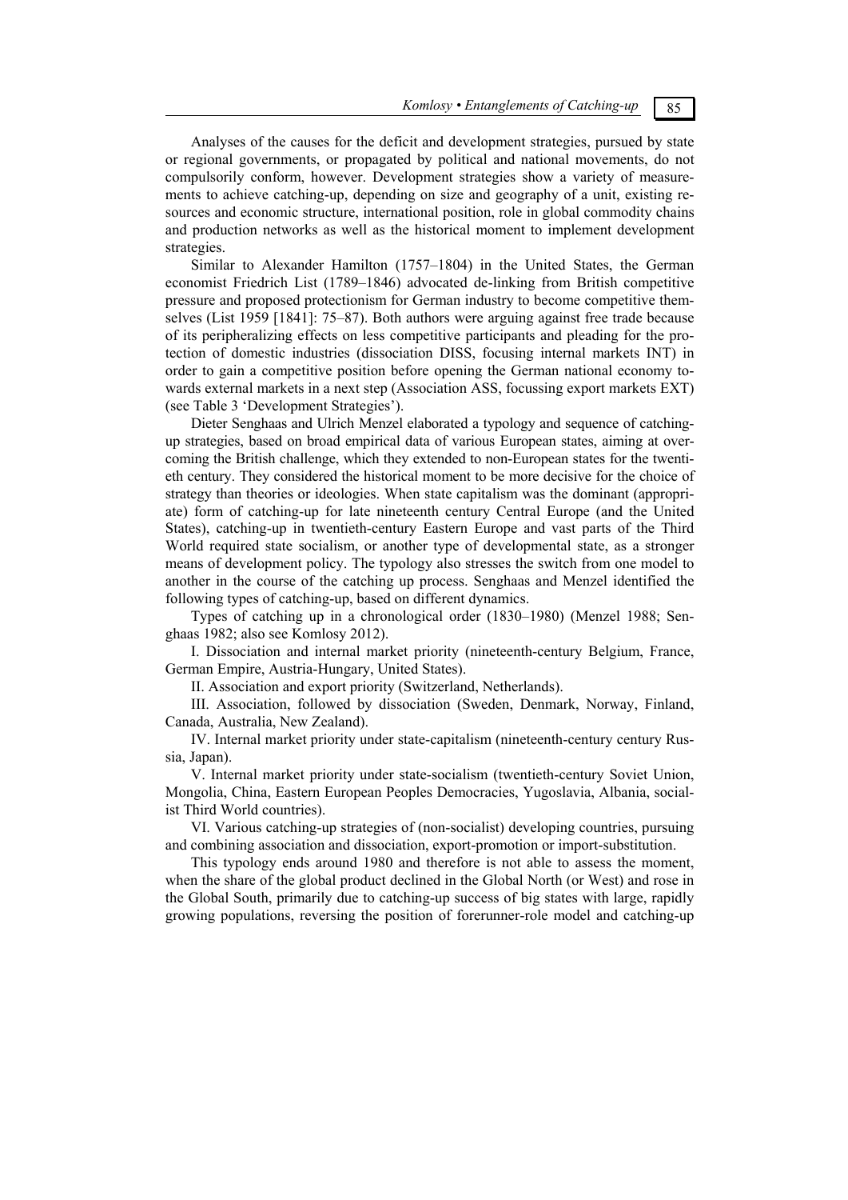Analyses of the causes for the deficit and development strategies, pursued by state or regional governments, or propagated by political and national movements, do not compulsorily conform, however. Development strategies show a variety of measurements to achieve catching-up, depending on size and geography of a unit, existing resources and economic structure, international position, role in global commodity chains and production networks as well as the historical moment to implement development strategies.

Similar to Alexander Hamilton (1757–1804) in the United States, the German economist Friedrich List (1789–1846) advocated de-linking from British competitive pressure and proposed protectionism for German industry to become competitive themselves (List 1959 [1841]: 75–87). Both authors were arguing against free trade because of its peripheralizing effects on less competitive participants and pleading for the protection of domestic industries (dissociation DISS, focusing internal markets INT) in order to gain a competitive position before opening the German national economy towards external markets in a next step (Association ASS, focussing export markets EXT) (see Table 3 'Development Strategies').

Dieter Senghaas and Ulrich Menzel elaborated a typology and sequence of catching-up strategies, based on broad empirical data of various European states, aiming at overcoming the British challenge, which they extended to non-European states for the twentieth century. They considered the historical moment to be more decisive for the choice of strategy than theories or ideologies. When state capitalism was the dominant (appropriate) form of catching-up for late nineteenth century Central Europe (and the United States), catching-up in twentieth-century Eastern Europe and vast parts of the Third World required state socialism, or another type of developmental state, as a stronger means of development policy. The typology also stresses the switch from one model to another in the course of the catching up process. Senghaas and Menzel identified the following types of catching-up, based on different dynamics.

Types of catching up in a chronological order (1830–1980) (Menzel 1988; Senghaas 1982; also see Komlosy 2012).

I. Dissociation and internal market priority (nineteenth-century Belgium, France, German Empire, Austria-Hungary, United States).

II. Association and export priority (Switzerland, Netherlands).

III. Association, followed by dissociation (Sweden, Denmark, Norway, Finland, Canada, Australia, New Zealand).

IV. Internal market priority under state-capitalism (nineteenth-century century Russia, Japan).

V. Internal market priority under state-socialism (twentieth-century Soviet Union, Mongolia, China, Eastern European Peoples Democracies, Yugoslavia, Albania, socialist Third World countries).

VI. Various catching-up strategies of (non-socialist) developing countries, pursuing and combining association and dissociation, export-promotion or import-substitution.

This typology ends around 1980 and therefore is not able to assess the moment, when the share of the global product declined in the Global North (or West) and rose in the Global South, primarily due to catching-up success of big states with large, rapidly growing populations, reversing the position of forerunner-role model and catching-up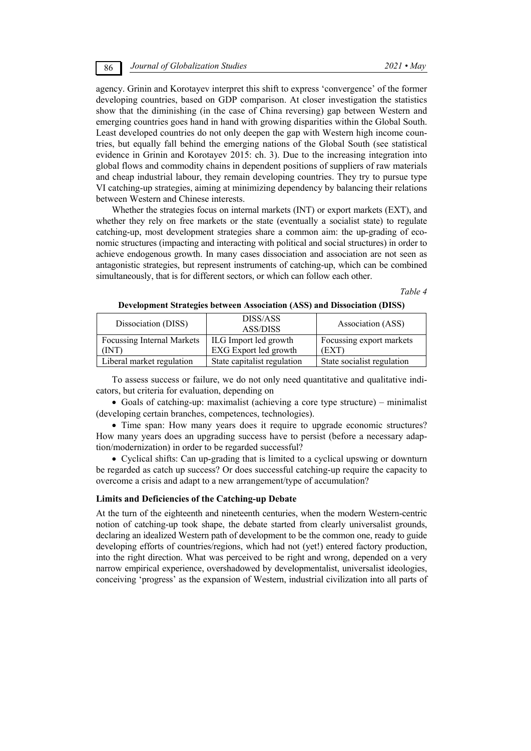agency. Grinin and Korotayev interpret this shift to express 'convergence' of the former developing countries, based on GDP comparison. At closer investigation the statistics show that the diminishing (in the case of China reversing) gap between Western and emerging countries goes hand in hand with growing disparities within the Global South. Least developed countries do not only deepen the gap with Western high income countries, but equally fall behind the emerging nations of the Global South (see statistical evidence in Grinin and Korotayev 2015: ch. 3). Due to the increasing integration into global flows and commodity chains in dependent positions of suppliers of raw materials and cheap industrial labour, they remain developing countries. They try to pursue type VI catching-up strategies, aiming at minimizing dependency by balancing their relations between Western and Chinese interests.

Whether the strategies focus on internal markets (INT) or export markets (EXT), and whether they rely on free markets or the state (eventually a socialist state) to regulate catching-up, most development strategies share a common aim: the up-grading of economic structures (impacting and interacting with political and social structures) in order to achieve endogenous growth. In many cases dissociation and association are not seen as antagonistic strategies, but represent instruments of catching-up, which can be combined simultaneously, that is for different sectors, or which can follow each other.

*Table 4*

**Development Strategies between Association (ASS) and Dissociation (DISS)**

| Dissociation (DISS) | DISS/ASS<br>ASS/DISS | Association (ASS) |
|---|---|---|
| Focussing Internal Markets (INT) | ILG Import led growth<br>EXG Export led growth | Focussing export markets (EXT) |
| Liberal market regulation | State capitalist regulation | State socialist regulation |

To assess success or failure, we do not only need quantitative and qualitative indicators, but criteria for evaluation, depending on

- Goals of catching-up: maximalist (achieving a core type structure) – minimalist (developing certain branches, competences, technologies).
- Time span: How many years does it require to upgrade economic structures? How many years does an upgrading success have to persist (before a necessary adaptation/modernization) in order to be regarded successful?
- Cyclical shifts: Can up-grading that is limited to a cyclical upswing or downturn be regarded as catch up success? Or does successful catching-up require the capacity to overcome a crisis and adapt to a new arrangement/type of accumulation?

### Limits and Deficiencies of the Catching-up Debate

At the turn of the eighteenth and nineteenth centuries, when the modern Western-centric notion of catching-up took shape, the debate started from clearly universalist grounds, declaring an idealized Western path of development to be the common one, ready to guide developing efforts of countries/regions, which had not (yet!) entered factory production, into the right direction. What was perceived to be right and wrong, depended on a very narrow empirical experience, overshadowed by developmentalist, universalist ideologies, conceiving 'progress' as the expansion of Western, industrial civilization into all parts of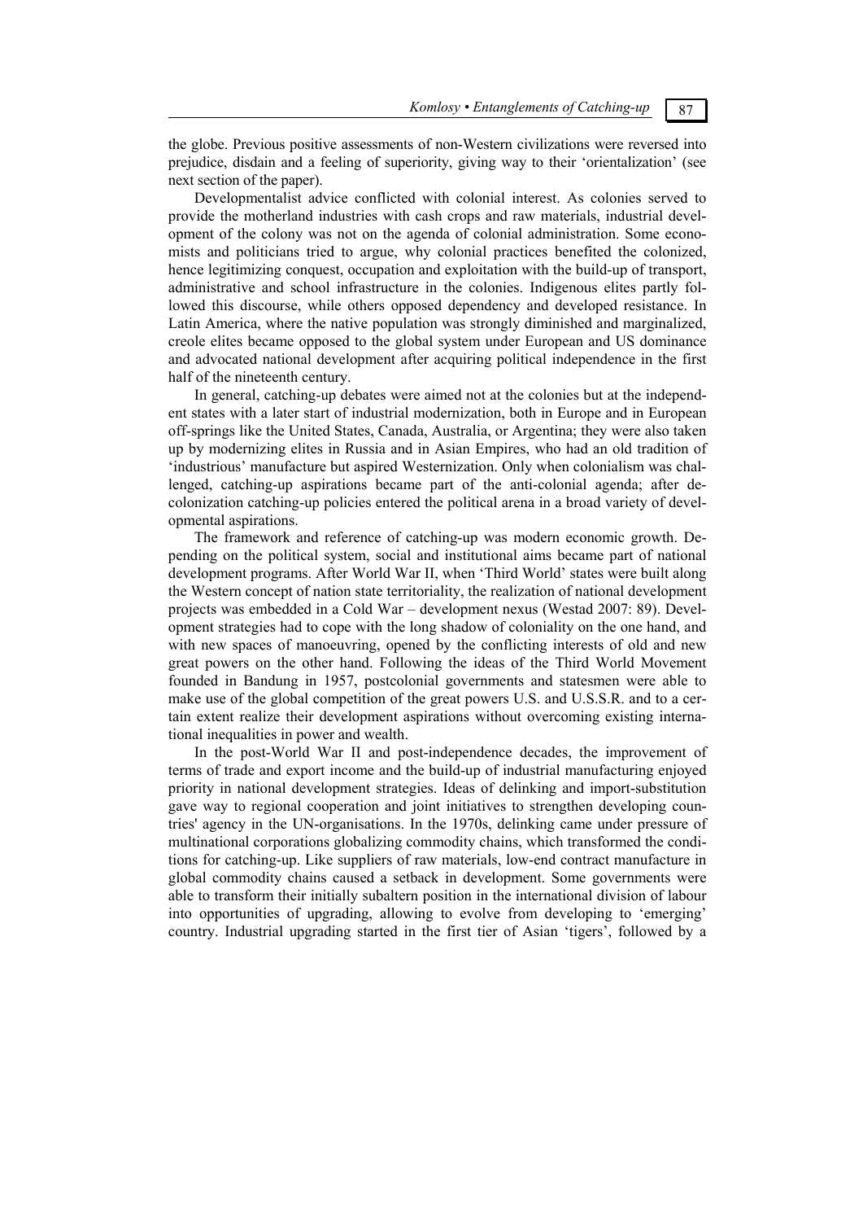the globe. Previous positive assessments of non-Western civilizations were reversed into prejudice, disdain and a feeling of superiority, giving way to their 'orientalization' (see next section of the paper).

Developmentalist advice conflicted with colonial interest. As colonies served to provide the motherland industries with cash crops and raw materials, industrial development of the colony was not on the agenda of colonial administration. Some economists and politicians tried to argue, why colonial practices benefited the colonized, hence legitimizing conquest, occupation and exploitation with the build-up of transport, administrative and school infrastructure in the colonies. Indigenous elites partly followed this discourse, while others opposed dependency and developed resistance. In Latin America, where the native population was strongly diminished and marginalized, creole elites became opposed to the global system under European and US dominance and advocated national development after acquiring political independence in the first half of the nineteenth century.

In general, catching-up debates were aimed not at the colonies but at the independent states with a later start of industrial modernization, both in Europe and in European off-springs like the United States, Canada, Australia, or Argentina; they were also taken up by modernizing elites in Russia and in Asian Empires, who had an old tradition of 'industrious' manufacture but aspired Westernization. Only when colonialism was challenged, catching-up aspirations became part of the anti-colonial agenda; after decolonization catching-up policies entered the political arena in a broad variety of developmental aspirations.

The framework and reference of catching-up was modern economic growth. Depending on the political system, social and institutional aims became part of national development programs. After World War II, when 'Third World' states were built along the Western concept of nation state territoriality, the realization of national development projects was embedded in a Cold War – development nexus (Westad 2007: 89). Development strategies had to cope with the long shadow of coloniality on the one hand, and with new spaces of manoeuvring, opened by the conflicting interests of old and new great powers on the other hand. Following the ideas of the Third World Movement founded in Bandung in 1957, postcolonial governments and statesmen were able to make use of the global competition of the great powers U.S. and U.S.S.R. and to a certain extent realize their development aspirations without overcoming existing international inequalities in power and wealth.

In the post-World War II and post-independence decades, the improvement of terms of trade and export income and the build-up of industrial manufacturing enjoyed priority in national development strategies. Ideas of delinking and import-substitution gave way to regional cooperation and joint initiatives to strengthen developing countries' agency in the UN-organisations. In the 1970s, delinking came under pressure of multinational corporations globalizing commodity chains, which transformed the conditions for catching-up. Like suppliers of raw materials, low-end contract manufacture in global commodity chains caused a setback in development. Some governments were able to transform their initially subaltern position in the international division of labour into opportunities of upgrading, allowing to evolve from developing to 'emerging' country. Industrial upgrading started in the first tier of Asian 'tigers', followed by a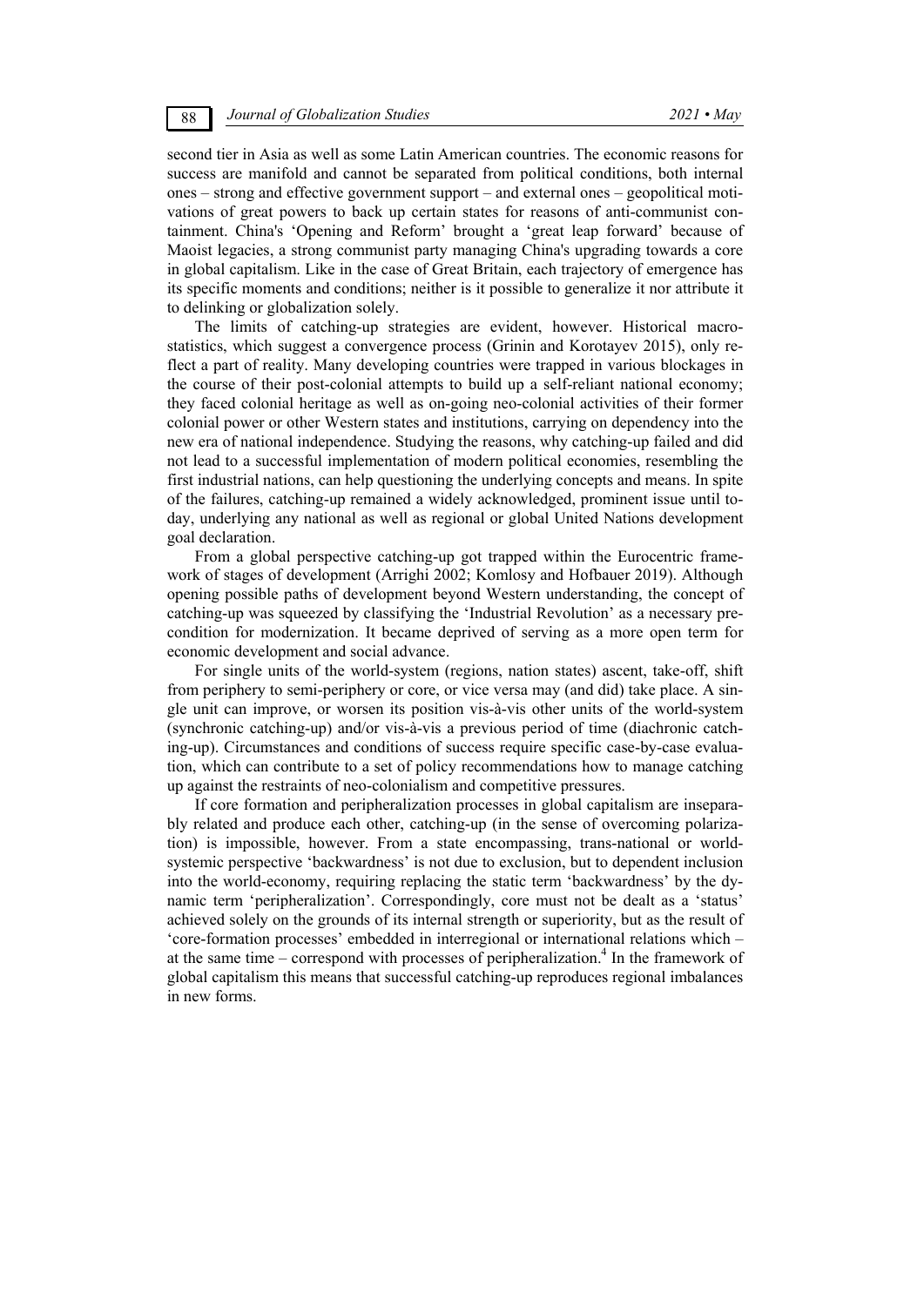second tier in Asia as well as some Latin American countries. The economic reasons for success are manifold and cannot be separated from political conditions, both internal ones – strong and effective government support – and external ones – geopolitical motivations of great powers to back up certain states for reasons of anti-communist containment. China's 'Opening and Reform' brought a 'great leap forward' because of Maoist legacies, a strong communist party managing China's upgrading towards a core in global capitalism. Like in the case of Great Britain, each trajectory of emergence has its specific moments and conditions; neither is it possible to generalize it nor attribute it to delinking or globalization solely.

The limits of catching-up strategies are evident, however. Historical macro-statistics, which suggest a convergence process (Grinin and Korotayev 2015), only reflect a part of reality. Many developing countries were trapped in various blockages in the course of their post-colonial attempts to build up a self-reliant national economy; they faced colonial heritage as well as on-going neo-colonial activities of their former colonial power or other Western states and institutions, carrying on dependency into the new era of national independence. Studying the reasons, why catching-up failed and did not lead to a successful implementation of modern political economies, resembling the first industrial nations, can help questioning the underlying concepts and means. In spite of the failures, catching-up remained a widely acknowledged, prominent issue until today, underlying any national as well as regional or global United Nations development goal declaration.

From a global perspective catching-up got trapped within the Eurocentric framework of stages of development (Arrighi 2002; Komlosy and Hofbauer 2019). Although opening possible paths of development beyond Western understanding, the concept of catching-up was squeezed by classifying the 'Industrial Revolution' as a necessary precondition for modernization. It became deprived of serving as a more open term for economic development and social advance.

For single units of the world-system (regions, nation states) ascent, take-off, shift from periphery to semi-periphery or core, or vice versa may (and did) take place. A single unit can improve, or worsen its position vis-à-vis other units of the world-system (synchronic catching-up) and/or vis-à-vis a previous period of time (diachronic catching-up). Circumstances and conditions of success require specific case-by-case evaluation, which can contribute to a set of policy recommendations how to manage catching up against the restraints of neo-colonialism and competitive pressures.

If core formation and peripheralization processes in global capitalism are inseparably related and produce each other, catching-up (in the sense of overcoming polarization) is impossible, however. From a state encompassing, trans-national or world-systemic perspective 'backwardness' is not due to exclusion, but to dependent inclusion into the world-economy, requiring replacing the static term 'backwardness' by the dynamic term 'peripheralization'. Correspondingly, core must not be dealt as a 'status' achieved solely on the grounds of its internal strength or superiority, but as the result of 'core-formation processes' embedded in interregional or international relations which – at the same time – correspond with processes of peripheralization.[4] In the framework of global capitalism this means that successful catching-up reproduces regional imbalances in new forms.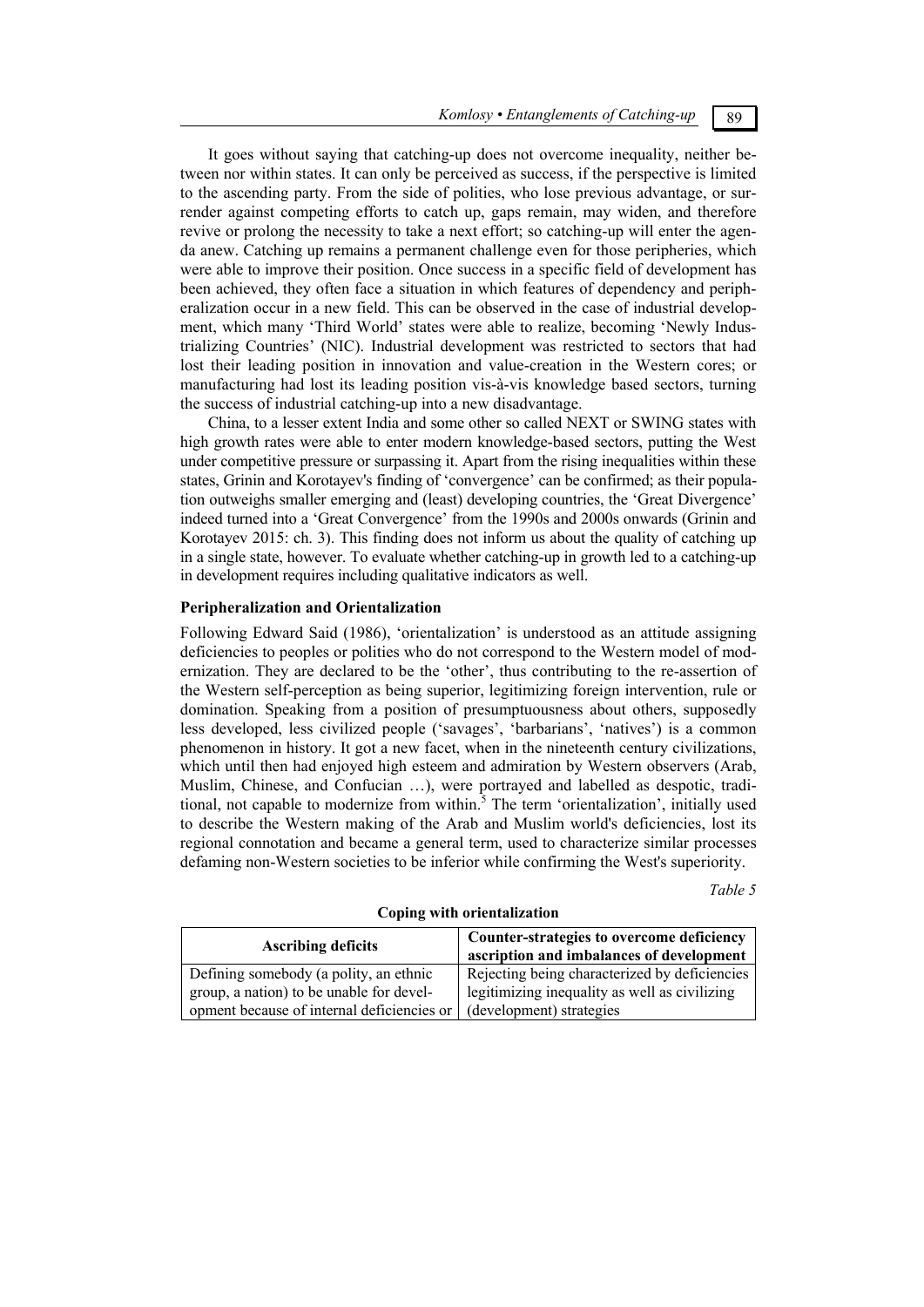It goes without saying that catching-up does not overcome inequality, neither between nor within states. It can only be perceived as success, if the perspective is limited to the ascending party. From the side of polities, who lose previous advantage, or surrender against competing efforts to catch up, gaps remain, may widen, and therefore revive or prolong the necessity to take a next effort; so catching-up will enter the agenda anew. Catching up remains a permanent challenge even for those peripheries, which were able to improve their position. Once success in a specific field of development has been achieved, they often face a situation in which features of dependency and peripheralization occur in a new field. This can be observed in the case of industrial development, which many 'Third World' states were able to realize, becoming 'Newly Industrializing Countries' (NIC). Industrial development was restricted to sectors that had lost their leading position in innovation and value-creation in the Western cores; or manufacturing had lost its leading position vis-à-vis knowledge based sectors, turning the success of industrial catching-up into a new disadvantage.

China, to a lesser extent India and some other so called NEXT or SWING states with high growth rates were able to enter modern knowledge-based sectors, putting the West under competitive pressure or surpassing it. Apart from the rising inequalities within these states, Grinin and Korotayev's finding of 'convergence' can be confirmed; as their population outweighs smaller emerging and (least) developing countries, the 'Great Divergence' indeed turned into a 'Great Convergence' from the 1990s and 2000s onwards (Grinin and Korotayev 2015: ch. 3). This finding does not inform us about the quality of catching up in a single state, however. To evaluate whether catching-up in growth led to a catching-up in development requires including qualitative indicators as well.

### Peripheralization and Orientalization

Following Edward Said (1986), 'orientalization' is understood as an attitude assigning deficiencies to peoples or polities who do not correspond to the Western model of modernization. They are declared to be the 'other', thus contributing to the re-assertion of the Western self-perception as being superior, legitimizing foreign intervention, rule or domination. Speaking from a position of presumptuousness about others, supposedly less developed, less civilized people ('savages', 'barbarians', 'natives') is a common phenomenon in history. It got a new facet, when in the nineteenth century civilizations, which until then had enjoyed high esteem and admiration by Western observers (Arab, Muslim, Chinese, and Confucian …), were portrayed and labelled as despotic, traditional, not capable to modernize from within.[5] The term 'orientalization', initially used to describe the Western making of the Arab and Muslim world's deficiencies, lost its regional connotation and became a general term, used to characterize similar processes defaming non-Western societies to be inferior while confirming the West's superiority.

*Table 5*

**Coping with orientalization**

| Ascribing deficits | Counter-strategies to overcome deficiency ascription and imbalances of development |
|---|---|
| Defining somebody (a polity, an ethnic group, a nation) to be unable for development because of internal deficiencies or | Rejecting being characterized by deficiencies legitimizing inequality as well as civilizing (development) strategies |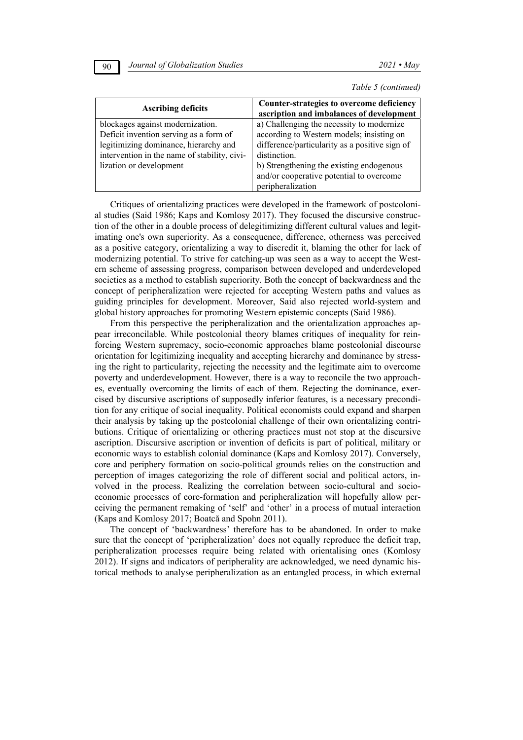*Table 5 (continued)*

| Ascribing deficits | Counter-strategies to overcome deficiency ascription and imbalances of development |
|---|---|
| blockages against modernization. Deficit invention serving as a form of legitimizing dominance, hierarchy and intervention in the name of stability, civilization or development | a) Challenging the necessity to modernize according to Western models; insisting on difference/particularity as a positive sign of distinction. b) Strengthening the existing endogenous and/or cooperative potential to overcome peripheralization |

Critiques of orientalizing practices were developed in the framework of postcolonial studies (Said 1986; Kaps and Komlosy 2017). They focused the discursive construction of the other in a double process of delegitimizing different cultural values and legitimating one's own superiority. As a consequence, difference, otherness was perceived as a positive category, orientalizing a way to discredit it, blaming the other for lack of modernizing potential. To strive for catching-up was seen as a way to accept the Western scheme of assessing progress, comparison between developed and underdeveloped societies as a method to establish superiority. Both the concept of backwardness and the concept of peripheralization were rejected for accepting Western paths and values as guiding principles for development. Moreover, Said also rejected world-system and global history approaches for promoting Western epistemic concepts (Said 1986).

From this perspective the peripheralization and the orientalization approaches appear irreconcilable. While postcolonial theory blames critiques of inequality for reinforcing Western supremacy, socio-economic approaches blame postcolonial discourse orientation for legitimizing inequality and accepting hierarchy and dominance by stressing the right to particularity, rejecting the necessity and the legitimate aim to overcome poverty and underdevelopment. However, there is a way to reconcile the two approaches, eventually overcoming the limits of each of them. Rejecting the dominance, exercised by discursive ascriptions of supposedly inferior features, is a necessary precondition for any critique of social inequality. Political economists could expand and sharpen their analysis by taking up the postcolonial challenge of their own orientalizing contributions. Critique of orientalizing or othering practices must not stop at the discursive ascription. Discursive ascription or invention of deficits is part of political, military or economic ways to establish colonial dominance (Kaps and Komlosy 2017). Conversely, core and periphery formation on socio-political grounds relies on the construction and perception of images categorizing the role of different social and political actors, involved in the process. Realizing the correlation between socio-cultural and socio-economic processes of core-formation and peripheralization will hopefully allow perceiving the permanent remaking of 'self' and 'other' in a process of mutual interaction (Kaps and Komlosy 2017; Boatcă and Spohn 2011).

The concept of 'backwardness' therefore has to be abandoned. In order to make sure that the concept of 'peripheralization' does not equally reproduce the deficit trap, peripheralization processes require being related with orientalising ones (Komlosy 2012). If signs and indicators of peripherality are acknowledged, we need dynamic historical methods to analyse peripheralization as an entangled process, in which external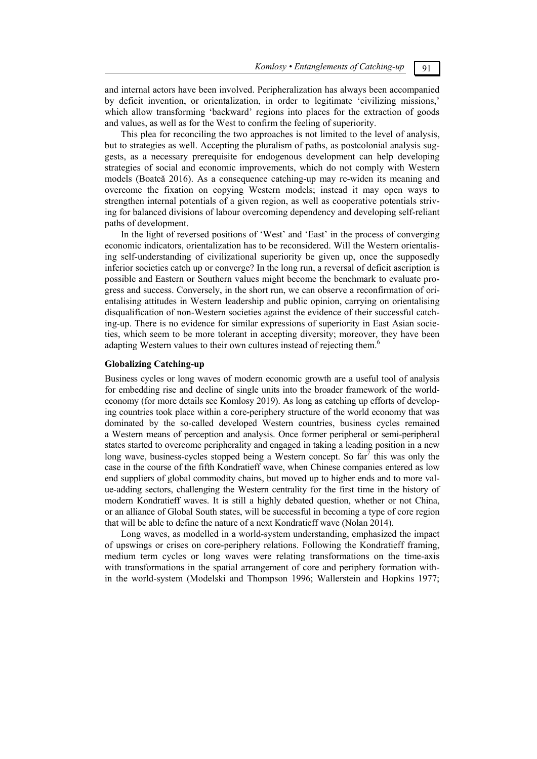and internal actors have been involved. Peripheralization has always been accompanied by deficit invention, or orientalization, in order to legitimate 'civilizing missions,' which allow transforming 'backward' regions into places for the extraction of goods and values, as well as for the West to confirm the feeling of superiority.

This plea for reconciling the two approaches is not limited to the level of analysis, but to strategies as well. Accepting the pluralism of paths, as postcolonial analysis suggests, as a necessary prerequisite for endogenous development can help developing strategies of social and economic improvements, which do not comply with Western models (Boatcă 2016). As a consequence catching-up may re-widen its meaning and overcome the fixation on copying Western models; instead it may open ways to strengthen internal potentials of a given region, as well as cooperative potentials striving for balanced divisions of labour overcoming dependency and developing self-reliant paths of development.

In the light of reversed positions of 'West' and 'East' in the process of converging economic indicators, orientalization has to be reconsidered. Will the Western orientalising self-understanding of civilizational superiority be given up, once the supposedly inferior societies catch up or converge? In the long run, a reversal of deficit ascription is possible and Eastern or Southern values might become the benchmark to evaluate progress and success. Conversely, in the short run, we can observe a reconfirmation of orientalising attitudes in Western leadership and public opinion, carrying on orientalising disqualification of non-Western societies against the evidence of their successful catching-up. There is no evidence for similar expressions of superiority in East Asian societies, which seem to be more tolerant in accepting diversity; moreover, they have been adapting Western values to their own cultures instead of rejecting them.[6]

**Globalizing Catching-up**

Business cycles or long waves of modern economic growth are a useful tool of analysis for embedding rise and decline of single units into the broader framework of the world-economy (for more details see Komlosy 2019). As long as catching up efforts of developing countries took place within a core-periphery structure of the world economy that was dominated by the so-called developed Western countries, business cycles remained a Western means of perception and analysis. Once former peripheral or semi-peripheral states started to overcome peripherality and engaged in taking a leading position in a new long wave, business-cycles stopped being a Western concept. So far[7] this was only the case in the course of the fifth Kondratieff wave, when Chinese companies entered as low end suppliers of global commodity chains, but moved up to higher ends and to more value-adding sectors, challenging the Western centrality for the first time in the history of modern Kondratieff waves. It is still a highly debated question, whether or not China, or an alliance of Global South states, will be successful in becoming a type of core region that will be able to define the nature of a next Kondratieff wave (Nolan 2014).

Long waves, as modelled in a world-system understanding, emphasized the impact of upswings or crises on core-periphery relations. Following the Kondratieff framing, medium term cycles or long waves were relating transformations on the time-axis with transformations in the spatial arrangement of core and periphery formation within the world-system (Modelski and Thompson 1996; Wallerstein and Hopkins 1977;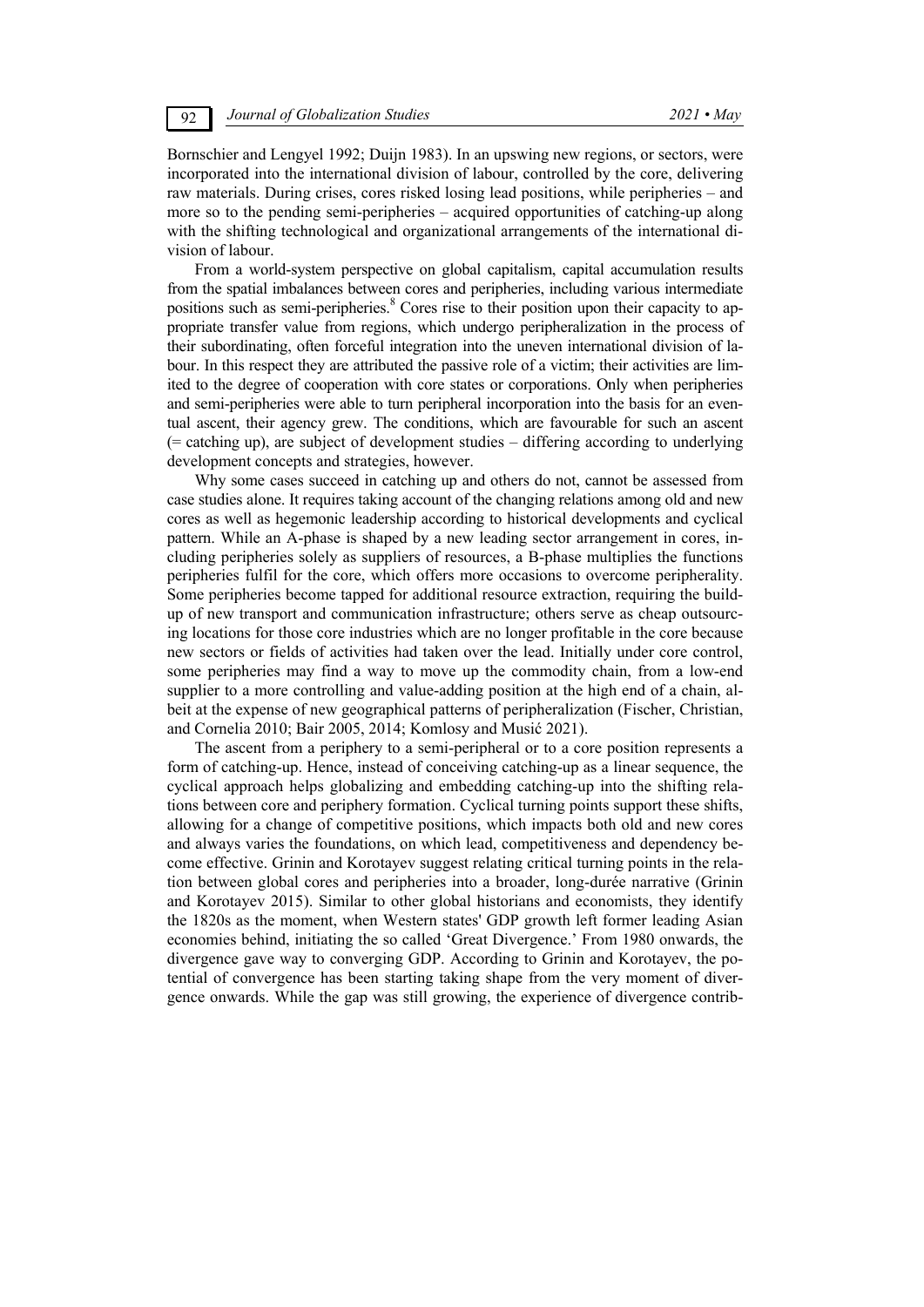Bornschier and Lengyel 1992; Duijn 1983). In an upswing new regions, or sectors, were incorporated into the international division of labour, controlled by the core, delivering raw materials. During crises, cores risked losing lead positions, while peripheries – and more so to the pending semi-peripheries – acquired opportunities of catching-up along with the shifting technological and organizational arrangements of the international division of labour.

From a world-system perspective on global capitalism, capital accumulation results from the spatial imbalances between cores and peripheries, including various intermediate positions such as semi-peripheries.[8] Cores rise to their position upon their capacity to appropriate transfer value from regions, which undergo peripheralization in the process of their subordinating, often forceful integration into the uneven international division of labour. In this respect they are attributed the passive role of a victim; their activities are limited to the degree of cooperation with core states or corporations. Only when peripheries and semi-peripheries were able to turn peripheral incorporation into the basis for an eventual ascent, their agency grew. The conditions, which are favourable for such an ascent (= catching up), are subject of development studies – differing according to underlying development concepts and strategies, however.

Why some cases succeed in catching up and others do not, cannot be assessed from case studies alone. It requires taking account of the changing relations among old and new cores as well as hegemonic leadership according to historical developments and cyclical pattern. While an A-phase is shaped by a new leading sector arrangement in cores, including peripheries solely as suppliers of resources, a B-phase multiplies the functions peripheries fulfil for the core, which offers more occasions to overcome peripherality. Some peripheries become tapped for additional resource extraction, requiring the build-up of new transport and communication infrastructure; others serve as cheap outsourcing locations for those core industries which are no longer profitable in the core because new sectors or fields of activities had taken over the lead. Initially under core control, some peripheries may find a way to move up the commodity chain, from a low-end supplier to a more controlling and value-adding position at the high end of a chain, albeit at the expense of new geographical patterns of peripheralization (Fischer, Christian, and Cornelia 2010; Bair 2005, 2014; Komlosy and Musić 2021).

The ascent from a periphery to a semi-peripheral or to a core position represents a form of catching-up. Hence, instead of conceiving catching-up as a linear sequence, the cyclical approach helps globalizing and embedding catching-up into the shifting relations between core and periphery formation. Cyclical turning points support these shifts, allowing for a change of competitive positions, which impacts both old and new cores and always varies the foundations, on which lead, competitiveness and dependency become effective. Grinin and Korotayev suggest relating critical turning points in the relation between global cores and peripheries into a broader, long-durée narrative (Grinin and Korotayev 2015). Similar to other global historians and economists, they identify the 1820s as the moment, when Western states' GDP growth left former leading Asian economies behind, initiating the so called 'Great Divergence.' From 1980 onwards, the divergence gave way to converging GDP. According to Grinin and Korotayev, the potential of convergence has been starting taking shape from the very moment of divergence onwards. While the gap was still growing, the experience of divergence contrib-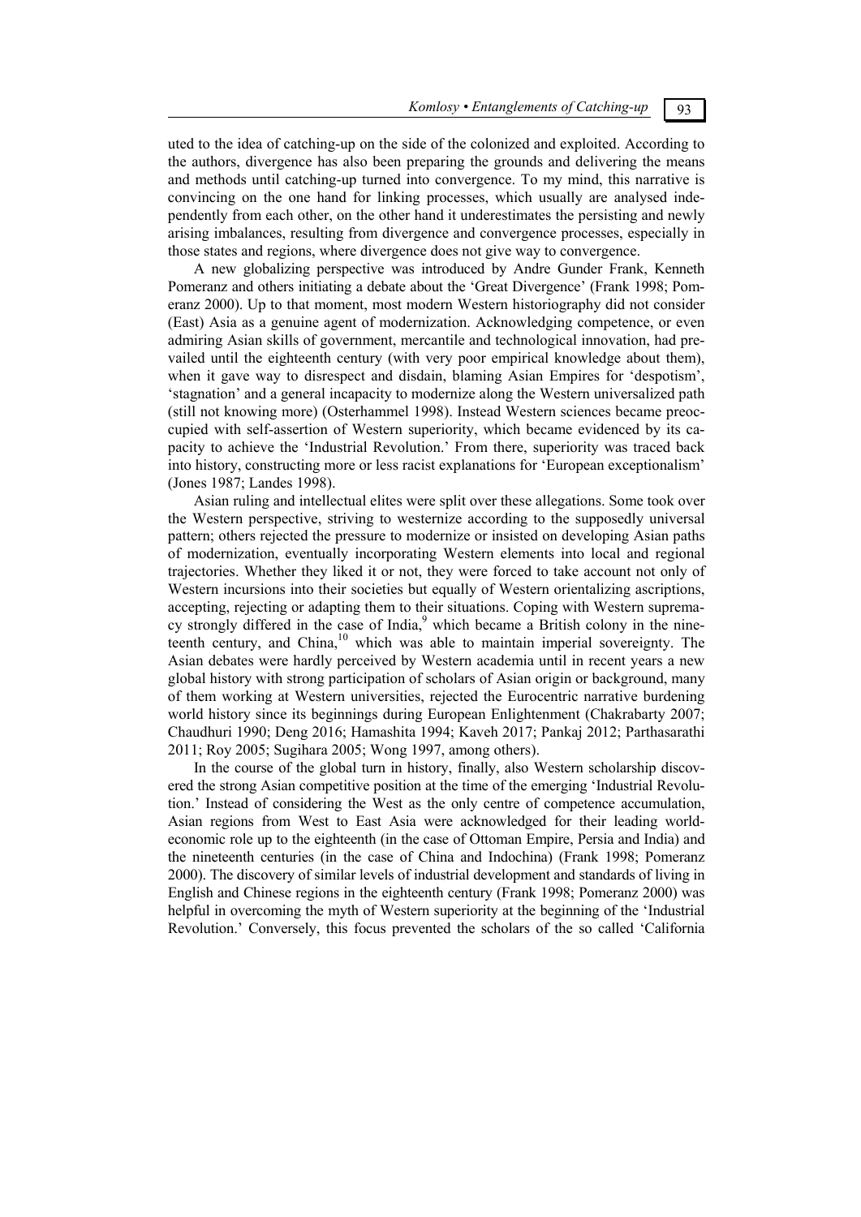uted to the idea of catching-up on the side of the colonized and exploited. According to the authors, divergence has also been preparing the grounds and delivering the means and methods until catching-up turned into convergence. To my mind, this narrative is convincing on the one hand for linking processes, which usually are analysed independently from each other, on the other hand it underestimates the persisting and newly arising imbalances, resulting from divergence and convergence processes, especially in those states and regions, where divergence does not give way to convergence.

A new globalizing perspective was introduced by Andre Gunder Frank, Kenneth Pomeranz and others initiating a debate about the 'Great Divergence' (Frank 1998; Pomeranz 2000). Up to that moment, most modern Western historiography did not consider (East) Asia as a genuine agent of modernization. Acknowledging competence, or even admiring Asian skills of government, mercantile and technological innovation, had prevailed until the eighteenth century (with very poor empirical knowledge about them), when it gave way to disrespect and disdain, blaming Asian Empires for 'despotism', 'stagnation' and a general incapacity to modernize along the Western universalized path (still not knowing more) (Osterhammel 1998). Instead Western sciences became preoccupied with self-assertion of Western superiority, which became evidenced by its capacity to achieve the 'Industrial Revolution.' From there, superiority was traced back into history, constructing more or less racist explanations for 'European exceptionalism' (Jones 1987; Landes 1998).

Asian ruling and intellectual elites were split over these allegations. Some took over the Western perspective, striving to westernize according to the supposedly universal pattern; others rejected the pressure to modernize or insisted on developing Asian paths of modernization, eventually incorporating Western elements into local and regional trajectories. Whether they liked it or not, they were forced to take account not only of Western incursions into their societies but equally of Western orientalizing ascriptions, accepting, rejecting or adapting them to their situations. Coping with Western supremacy strongly differed in the case of India,[9] which became a British colony in the nineteenth century, and China,[10] which was able to maintain imperial sovereignty. The Asian debates were hardly perceived by Western academia until in recent years a new global history with strong participation of scholars of Asian origin or background, many of them working at Western universities, rejected the Eurocentric narrative burdening world history since its beginnings during European Enlightenment (Chakrabarty 2007; Chaudhuri 1990; Deng 2016; Hamashita 1994; Kaveh 2017; Pankaj 2012; Parthasarathi 2011; Roy 2005; Sugihara 2005; Wong 1997, among others).

In the course of the global turn in history, finally, also Western scholarship discovered the strong Asian competitive position at the time of the emerging 'Industrial Revolution.' Instead of considering the West as the only centre of competence accumulation, Asian regions from West to East Asia were acknowledged for their leading world-economic role up to the eighteenth (in the case of Ottoman Empire, Persia and India) and the nineteenth centuries (in the case of China and Indochina) (Frank 1998; Pomeranz 2000). The discovery of similar levels of industrial development and standards of living in English and Chinese regions in the eighteenth century (Frank 1998; Pomeranz 2000) was helpful in overcoming the myth of Western superiority at the beginning of the 'Industrial Revolution.' Conversely, this focus prevented the scholars of the so called 'California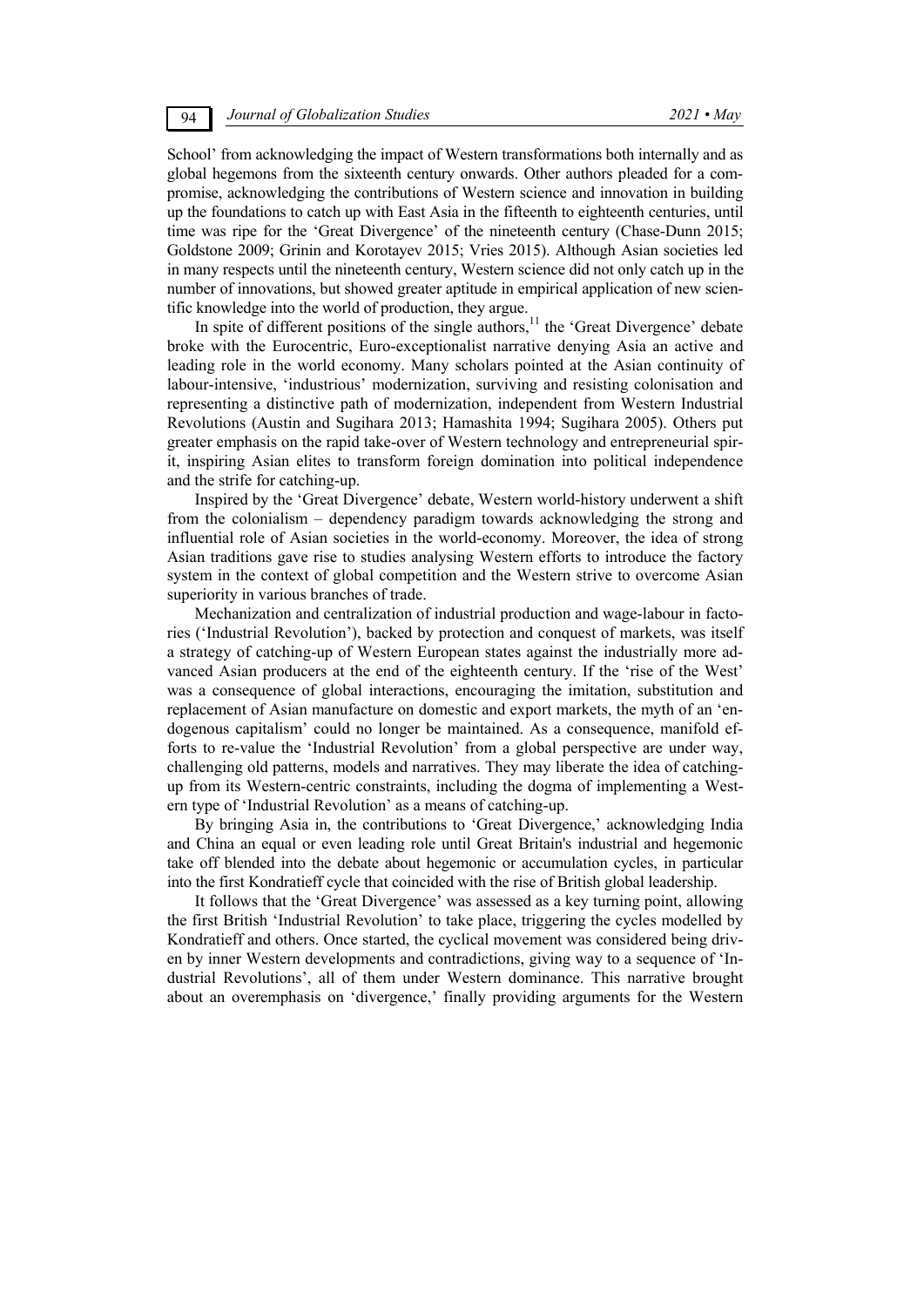School' from acknowledging the impact of Western transformations both internally and as global hegemons from the sixteenth century onwards. Other authors pleaded for a compromise, acknowledging the contributions of Western science and innovation in building up the foundations to catch up with East Asia in the fifteenth to eighteenth centuries, until time was ripe for the 'Great Divergence' of the nineteenth century (Chase-Dunn 2015; Goldstone 2009; Grinin and Korotayev 2015; Vries 2015). Although Asian societies led in many respects until the nineteenth century, Western science did not only catch up in the number of innovations, but showed greater aptitude in empirical application of new scientific knowledge into the world of production, they argue.

In spite of different positions of the single authors,[11] the 'Great Divergence' debate broke with the Eurocentric, Euro-exceptionalist narrative denying Asia an active and leading role in the world economy. Many scholars pointed at the Asian continuity of labour-intensive, 'industrious' modernization, surviving and resisting colonisation and representing a distinctive path of modernization, independent from Western Industrial Revolutions (Austin and Sugihara 2013; Hamashita 1994; Sugihara 2005). Others put greater emphasis on the rapid take-over of Western technology and entrepreneurial spirit, inspiring Asian elites to transform foreign domination into political independence and the strife for catching-up.

Inspired by the 'Great Divergence' debate, Western world-history underwent a shift from the colonialism – dependency paradigm towards acknowledging the strong and influential role of Asian societies in the world-economy. Moreover, the idea of strong Asian traditions gave rise to studies analysing Western efforts to introduce the factory system in the context of global competition and the Western strive to overcome Asian superiority in various branches of trade.

Mechanization and centralization of industrial production and wage-labour in factories ('Industrial Revolution'), backed by protection and conquest of markets, was itself a strategy of catching-up of Western European states against the industrially more advanced Asian producers at the end of the eighteenth century. If the 'rise of the West' was a consequence of global interactions, encouraging the imitation, substitution and replacement of Asian manufacture on domestic and export markets, the myth of an 'endogenous capitalism' could no longer be maintained. As a consequence, manifold efforts to re-value the 'Industrial Revolution' from a global perspective are under way, challenging old patterns, models and narratives. They may liberate the idea of catching-up from its Western-centric constraints, including the dogma of implementing a Western type of 'Industrial Revolution' as a means of catching-up.

By bringing Asia in, the contributions to 'Great Divergence,' acknowledging India and China an equal or even leading role until Great Britain's industrial and hegemonic take off blended into the debate about hegemonic or accumulation cycles, in particular into the first Kondratieff cycle that coincided with the rise of British global leadership.

It follows that the 'Great Divergence' was assessed as a key turning point, allowing the first British 'Industrial Revolution' to take place, triggering the cycles modelled by Kondratieff and others. Once started, the cyclical movement was considered being driven by inner Western developments and contradictions, giving way to a sequence of 'Industrial Revolutions', all of them under Western dominance. This narrative brought about an overemphasis on 'divergence,' finally providing arguments for the Western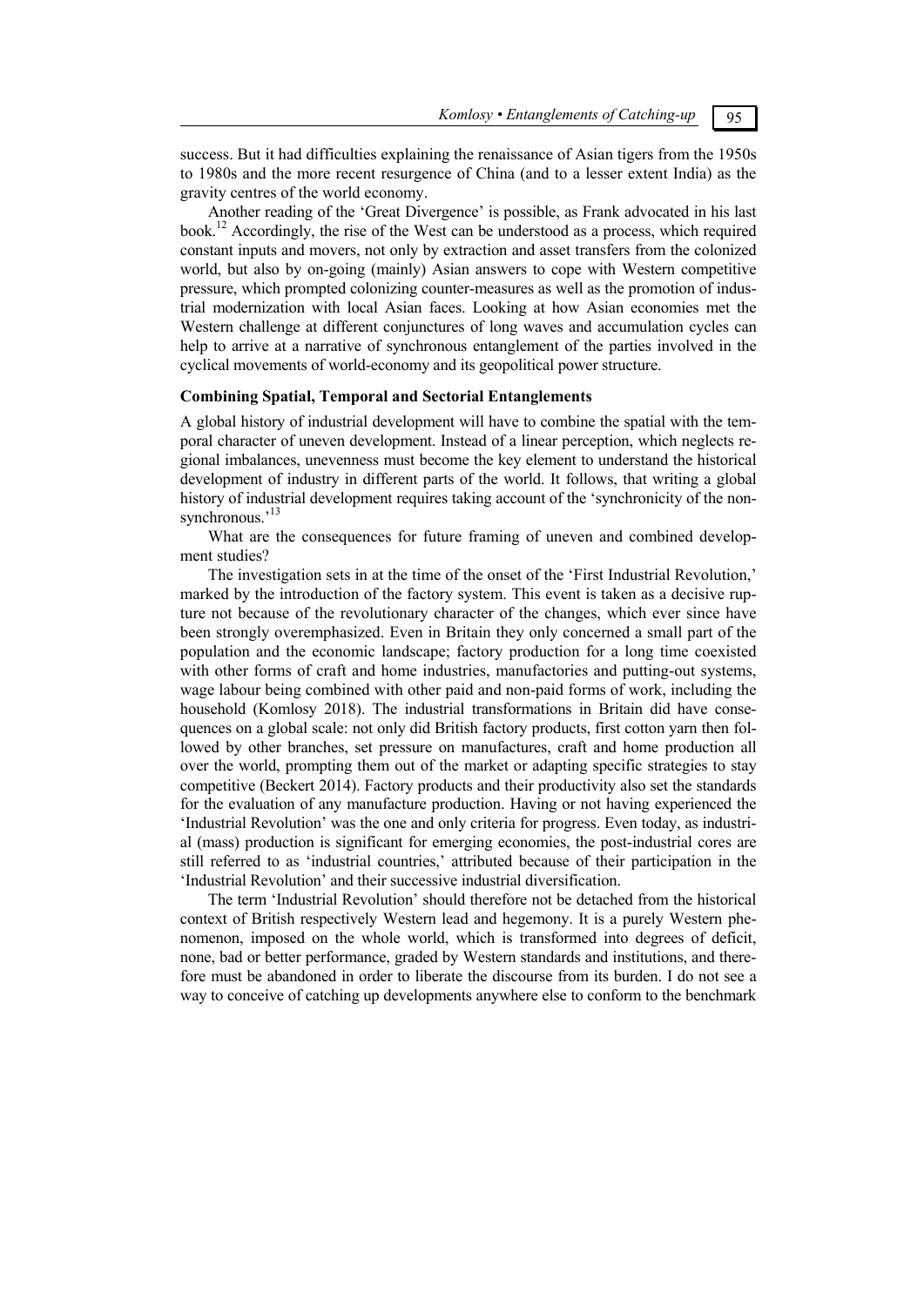success. But it had difficulties explaining the renaissance of Asian tigers from the 1950s to 1980s and the more recent resurgence of China (and to a lesser extent India) as the gravity centres of the world economy.

Another reading of the 'Great Divergence' is possible, as Frank advocated in his last book.[12] Accordingly, the rise of the West can be understood as a process, which required constant inputs and movers, not only by extraction and asset transfers from the colonized world, but also by on-going (mainly) Asian answers to cope with Western competitive pressure, which prompted colonizing counter-measures as well as the promotion of industrial modernization with local Asian faces. Looking at how Asian economies met the Western challenge at different conjunctures of long waves and accumulation cycles can help to arrive at a narrative of synchronous entanglement of the parties involved in the cyclical movements of world-economy and its geopolitical power structure.

### Combining Spatial, Temporal and Sectorial Entanglements

A global history of industrial development will have to combine the spatial with the temporal character of uneven development. Instead of a linear perception, which neglects regional imbalances, unevenness must become the key element to understand the historical development of industry in different parts of the world. It follows, that writing a global history of industrial development requires taking account of the 'synchronicity of the non-synchronous.'[13]

What are the consequences for future framing of uneven and combined development studies?

The investigation sets in at the time of the onset of the 'First Industrial Revolution,' marked by the introduction of the factory system. This event is taken as a decisive rupture not because of the revolutionary character of the changes, which ever since have been strongly overemphasized. Even in Britain they only concerned a small part of the population and the economic landscape; factory production for a long time coexisted with other forms of craft and home industries, manufactories and putting-out systems, wage labour being combined with other paid and non-paid forms of work, including the household (Komlosy 2018). The industrial transformations in Britain did have consequences on a global scale: not only did British factory products, first cotton yarn then followed by other branches, set pressure on manufactures, craft and home production all over the world, prompting them out of the market or adapting specific strategies to stay competitive (Beckert 2014). Factory products and their productivity also set the standards for the evaluation of any manufacture production. Having or not having experienced the 'Industrial Revolution' was the one and only criteria for progress. Even today, as industrial (mass) production is significant for emerging economies, the post-industrial cores are still referred to as 'industrial countries,' attributed because of their participation in the 'Industrial Revolution' and their successive industrial diversification.

The term 'Industrial Revolution' should therefore not be detached from the historical context of British respectively Western lead and hegemony. It is a purely Western phenomenon, imposed on the whole world, which is transformed into degrees of deficit, none, bad or better performance, graded by Western standards and institutions, and therefore must be abandoned in order to liberate the discourse from its burden. I do not see a way to conceive of catching up developments anywhere else to conform to the benchmark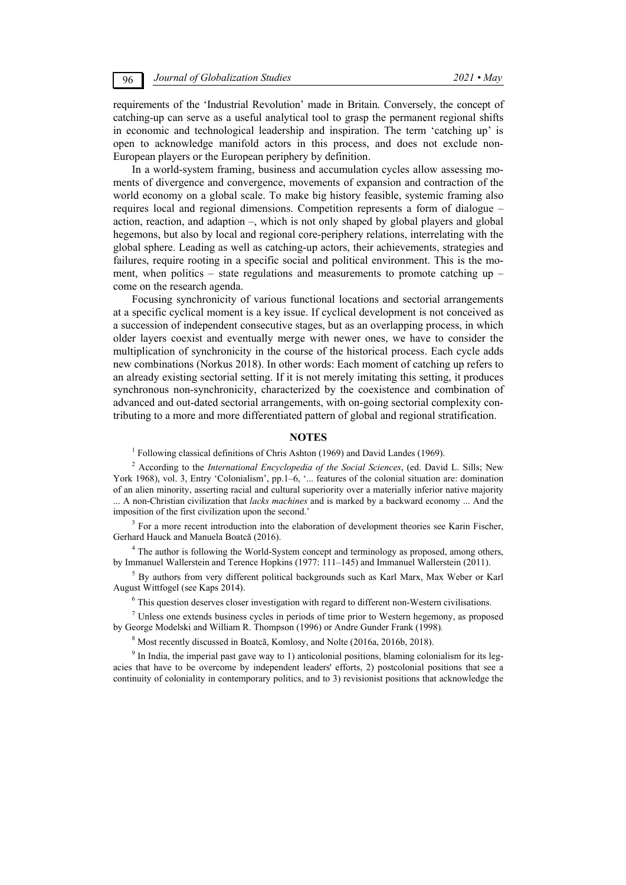requirements of the 'Industrial Revolution' made in Britain. Conversely, the concept of catching-up can serve as a useful analytical tool to grasp the permanent regional shifts in economic and technological leadership and inspiration. The term 'catching up' is open to acknowledge manifold actors in this process, and does not exclude non-European players or the European periphery by definition.

In a world-system framing, business and accumulation cycles allow assessing moments of divergence and convergence, movements of expansion and contraction of the world economy on a global scale. To make big history feasible, systemic framing also requires local and regional dimensions. Competition represents a form of dialogue – action, reaction, and adaption –, which is not only shaped by global players and global hegemons, but also by local and regional core-periphery relations, interrelating with the global sphere. Leading as well as catching-up actors, their achievements, strategies and failures, require rooting in a specific social and political environment. This is the moment, when politics – state regulations and measurements to promote catching up – come on the research agenda.

Focusing synchronicity of various functional locations and sectorial arrangements at a specific cyclical moment is a key issue. If cyclical development is not conceived as a succession of independent consecutive stages, but as an overlapping process, in which older layers coexist and eventually merge with newer ones, we have to consider the multiplication of synchronicity in the course of the historical process. Each cycle adds new combinations (Norkus 2018). In other words: Each moment of catching up refers to an already existing sectorial setting. If it is not merely imitating this setting, it produces synchronous non-synchronicity, characterized by the coexistence and combination of advanced and out-dated sectorial arrangements, with on-going sectorial complexity contributing to a more and more differentiated pattern of global and regional stratification.

## NOTES

[1] Following classical definitions of Chris Ashton (1969) and David Landes (1969).

[2] According to the *International Encyclopedia of the Social Sciences*, (ed. David L. Sills; New York 1968), vol. 3, Entry 'Colonialism', pp.1–6, '... features of the colonial situation are: domination of an alien minority, asserting racial and cultural superiority over a materially inferior native majority ... A non-Christian civilization that *lacks machines* and is marked by a backward economy ... And the imposition of the first civilization upon the second.'

[3] For a more recent introduction into the elaboration of development theories see Karin Fischer, Gerhard Hauck and Manuela Boatcă (2016).

[4] The author is following the World-System concept and terminology as proposed, among others, by Immanuel Wallerstein and Terence Hopkins (1977: 111–145) and Immanuel Wallerstein (2011).

[5] By authors from very different political backgrounds such as Karl Marx, Max Weber or Karl August Wittfogel (see Kaps 2014).

[6] This question deserves closer investigation with regard to different non-Western civilisations.

[7] Unless one extends business cycles in periods of time prior to Western hegemony, as proposed by George Modelski and William R. Thompson (1996) or Andre Gunder Frank (1998).

[8] Most recently discussed in Boatcă, Komlosy, and Nolte (2016a, 2016b, 2018).

[9] In India, the imperial past gave way to 1) anticolonial positions, blaming colonialism for its legacies that have to be overcome by independent leaders' efforts, 2) postcolonial positions that see a continuity of coloniality in contemporary politics, and to 3) revisionist positions that acknowledge the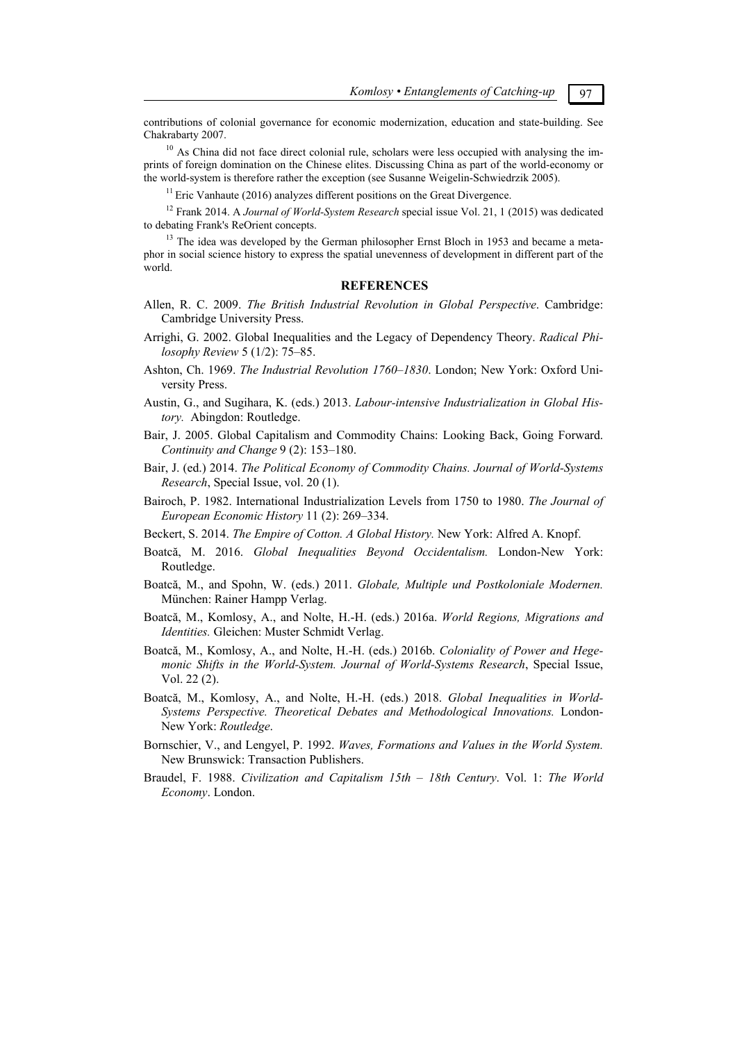contributions of colonial governance for economic modernization, education and state-building. See Chakrabarty 2007.

[10] As China did not face direct colonial rule, scholars were less occupied with analysing the imprints of foreign domination on the Chinese elites. Discussing China as part of the world-economy or the world-system is therefore rather the exception (see Susanne Weigelin-Schwiedrzik 2005).

[11] Eric Vanhaute (2016) analyzes different positions on the Great Divergence.

[12] Frank 2014. A *Journal of World-System Research* special issue Vol. 21, 1 (2015) was dedicated to debating Frank's ReOrient concepts.

[13] The idea was developed by the German philosopher Ernst Bloch in 1953 and became a metaphor in social science history to express the spatial unevenness of development in different part of the world.

## REFERENCES

Allen, R. C. 2009. *The British Industrial Revolution in Global Perspective*. Cambridge: Cambridge University Press.

Arrighi, G. 2002. Global Inequalities and the Legacy of Dependency Theory. *Radical Philosophy Review* 5 (1/2): 75–85.

Ashton, Ch. 1969. *The Industrial Revolution 1760–1830*. London; New York: Oxford University Press.

Austin, G., and Sugihara, K. (eds.) 2013. *Labour-intensive Industrialization in Global History.* Abingdon: Routledge.

Bair, J. 2005. Global Capitalism and Commodity Chains: Looking Back, Going Forward. *Continuity and Change* 9 (2): 153–180.

Bair, J. (ed.) 2014. *The Political Economy of Commodity Chains. Journal of World-Systems Research*, Special Issue, vol. 20 (1).

Bairoch, P. 1982. International Industrialization Levels from 1750 to 1980. *The Journal of European Economic History* 11 (2): 269–334.

Beckert, S. 2014. *The Empire of Cotton. A Global History.* New York: Alfred A. Knopf.

Boatcă, M. 2016. *Global Inequalities Beyond Occidentalism.* London-New York: Routledge.

Boatcă, M., and Spohn, W. (eds.) 2011. *Globale, Multiple und Postkoloniale Modernen.* München: Rainer Hampp Verlag.

Boatcă, M., Komlosy, A., and Nolte, H.-H. (eds.) 2016a. *World Regions, Migrations and Identities.* Gleichen: Muster Schmidt Verlag.

Boatcă, M., Komlosy, A., and Nolte, H.-H. (eds.) 2016b. *Coloniality of Power and Hegemonic Shifts in the World-System. Journal of World-Systems Research*, Special Issue, Vol. 22 (2).

Boatcă, M., Komlosy, A., and Nolte, H.-H. (eds.) 2018. *Global Inequalities in World-Systems Perspective. Theoretical Debates and Methodological Innovations.* London-New York: *Routledge*.

Bornschier, V., and Lengyel, P. 1992. *Waves, Formations and Values in the World System.* New Brunswick: Transaction Publishers.

Braudel, F. 1988. *Civilization and Capitalism 15th – 18th Century*. Vol. 1: *The World Economy*. London.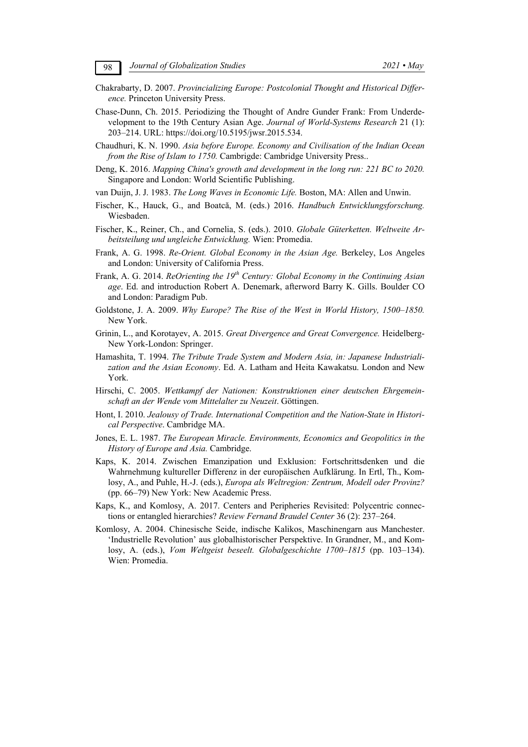Chakrabarty, D. 2007. *Provincializing Europe: Postcolonial Thought and Historical Difference.* Princeton University Press.

Chase-Dunn, Ch. 2015. Periodizing the Thought of Andre Gunder Frank: From Underdevelopment to the 19th Century Asian Age. *Journal of World-Systems Research* 21 (1): 203–214. URL: https://doi.org/10.5195/jwsr.2015.534.

Chaudhuri, K. N. 1990. *Asia before Europe. Economy and Civilisation of the Indian Ocean from the Rise of Islam to 1750.* Cambrigde: Cambridge University Press..

Deng, K. 2016. *Mapping China's growth and development in the long run: 221 BC to 2020.* Singapore and London: World Scientific Publishing.

van Duijn, J. J. 1983. *The Long Waves in Economic Life.* Boston, MA: Allen and Unwin.

Fischer, K., Hauck, G., and Boatcă, M. (eds.) 2016. *Handbuch Entwicklungsforschung.* Wiesbaden.

Fischer, K., Reiner, Ch., and Cornelia, S. (eds.). 2010. *Globale Güterketten. Weltweite Arbeitsteilung und ungleiche Entwicklung.* Wien: Promedia.

Frank, A. G. 1998. *Re-Orient. Global Economy in the Asian Age.* Berkeley, Los Angeles and London: University of California Press.

Frank, A. G. 2014. *ReOrienting the 19th Century: Global Economy in the Continuing Asian age*. Ed. and introduction Robert A. Denemark, afterword Barry K. Gills. Boulder CO and London: Paradigm Pub.

Goldstone, J. A. 2009. *Why Europe? The Rise of the West in World History, 1500–1850.* New York.

Grinin, L., and Korotayev, A. 2015. *Great Divergence and Great Convergence.* Heidelberg-New York-London: Springer.

Hamashita, T. 1994. *The Tribute Trade System and Modern Asia, in: Japanese Industrialization and the Asian Economy*. Ed. A. Latham and Heita Kawakatsu. London and New York.

Hirschi, C. 2005. *Wettkampf der Nationen: Konstruktionen einer deutschen Ehrgemeinschaft an der Wende vom Mittelalter zu Neuzeit*. Göttingen.

Hont, I. 2010. *Jealousy of Trade. International Competition and the Nation-State in Historical Perspective*. Cambridge MA.

Jones, E. L. 1987. *The European Miracle. Environments, Economics and Geopolitics in the History of Europe and Asia.* Cambridge.

Kaps, K. 2014. Zwischen Emanzipation und Exklusion: Fortschrittsdenken und die Wahrnehmung kultureller Differenz in der europäischen Aufklärung. In Ertl, Th., Komlosy, A., and Puhle, H.-J. (eds.), *Europa als Weltregion: Zentrum, Modell oder Provinz?* (pp. 66–79) New York: New Academic Press.

Kaps, K., and Komlosy, A. 2017. Centers and Peripheries Revisited: Polycentric connections or entangled hierarchies? *Review Fernand Braudel Center* 36 (2): 237–264.

Komlosy, A. 2004. Chinesische Seide, indische Kalikos, Maschinengarn aus Manchester. 'Industrielle Revolution' aus globalhistorischer Perspektive. In Grandner, M., and Komlosy, A. (eds.), *Vom Weltgeist beseelt. Globalgeschichte 1700–1815* (pp. 103–134). Wien: Promedia.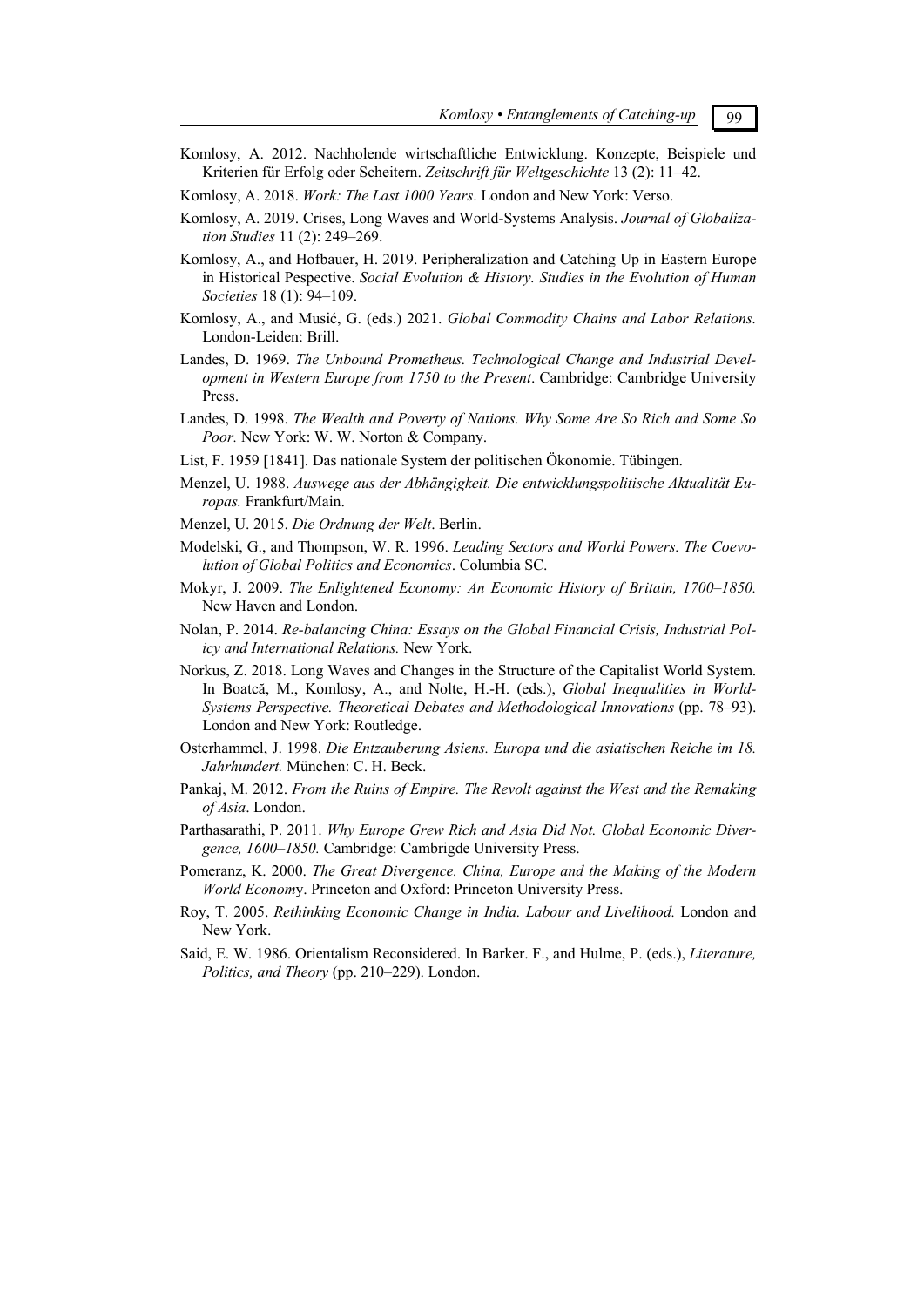Komlosy, A. 2012. Nachholende wirtschaftliche Entwicklung. Konzepte, Beispiele und Kriterien für Erfolg oder Scheitern. *Zeitschrift für Weltgeschichte* 13 (2): 11–42.

Komlosy, A. 2018. *Work: The Last 1000 Years*. London and New York: Verso.

Komlosy, A. 2019. Crises, Long Waves and World-Systems Analysis. *Journal of Globalization Studies* 11 (2): 249–269.

Komlosy, A., and Hofbauer, H. 2019. Peripheralization and Catching Up in Eastern Europe in Historical Pespective. *Social Evolution & History. Studies in the Evolution of Human Societies* 18 (1): 94–109.

Komlosy, A., and Musić, G. (eds.) 2021. *Global Commodity Chains and Labor Relations.* London-Leiden: Brill.

Landes, D. 1969. *The Unbound Prometheus. Technological Change and Industrial Development in Western Europe from 1750 to the Present*. Cambridge: Cambridge University Press.

Landes, D. 1998. *The Wealth and Poverty of Nations. Why Some Are So Rich and Some So Poor.* New York: W. W. Norton & Company.

List, F. 1959 [1841]. Das nationale System der politischen Ökonomie. Tübingen.

Menzel, U. 1988. *Auswege aus der Abhängigkeit. Die entwicklungspolitische Aktualität Europas.* Frankfurt/Main.

Menzel, U. 2015. *Die Ordnung der Welt*. Berlin.

Modelski, G., and Thompson, W. R. 1996. *Leading Sectors and World Powers. The Coevolution of Global Politics and Economics*. Columbia SC.

Mokyr, J. 2009. *The Enlightened Economy: An Economic History of Britain, 1700–1850.* New Haven and London.

Nolan, P. 2014. *Re-balancing China: Essays on the Global Financial Crisis, Industrial Policy and International Relations.* New York.

Norkus, Z. 2018. Long Waves and Changes in the Structure of the Capitalist World System. In Boatcă, M., Komlosy, A., and Nolte, H.-H. (eds.), *Global Inequalities in World-Systems Perspective. Theoretical Debates and Methodological Innovations* (pp. 78–93). London and New York: Routledge.

Osterhammel, J. 1998. *Die Entzauberung Asiens. Europa und die asiatischen Reiche im 18. Jahrhundert.* München: C. H. Beck.

Pankaj, M. 2012. *From the Ruins of Empire. The Revolt against the West and the Remaking of Asia*. London.

Parthasarathi, P. 2011. *Why Europe Grew Rich and Asia Did Not. Global Economic Divergence, 1600–1850.* Cambridge: Cambrigde University Press.

Pomeranz, K. 2000. *The Great Divergence. China, Europe and the Making of the Modern World Econom*y. Princeton and Oxford: Princeton University Press.

Roy, T. 2005. *Rethinking Economic Change in India. Labour and Livelihood.* London and New York.

Said, E. W. 1986. Orientalism Reconsidered. In Barker. F., and Hulme, P. (eds.), *Literature, Politics, and Theory* (pp. 210–229). London.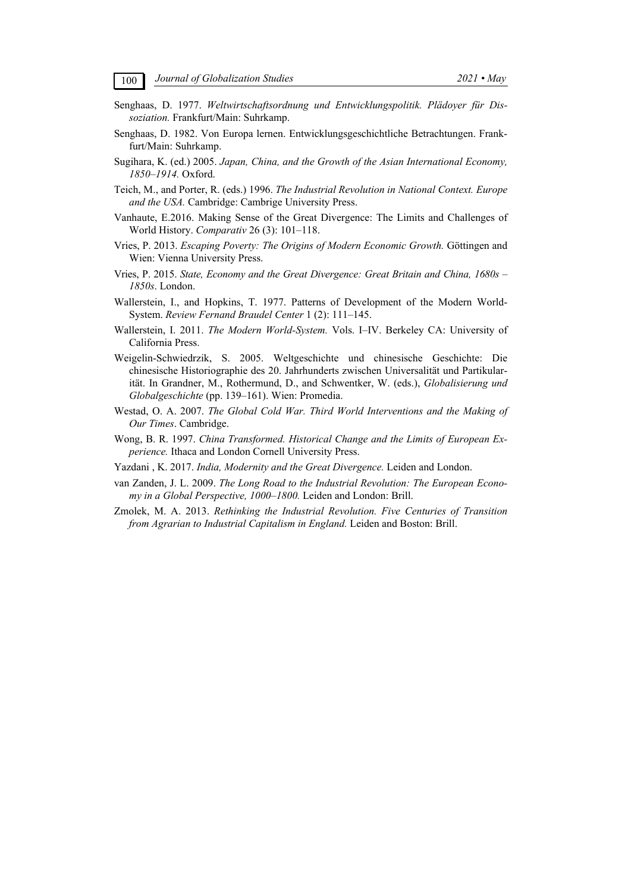Senghaas, D. 1977. *Weltwirtschaftsordnung und Entwicklungspolitik. Plädoyer für Dissoziation.* Frankfurt/Main: Suhrkamp.

Senghaas, D. 1982. Von Europa lernen. Entwicklungsgeschichtliche Betrachtungen. Frankfurt/Main: Suhrkamp.

Sugihara, K. (ed.) 2005. *Japan, China, and the Growth of the Asian International Economy, 1850–1914.* Oxford.

Teich, M., and Porter, R. (eds.) 1996. *The Industrial Revolution in National Context. Europe and the USA.* Cambridge: Cambrige University Press.

Vanhaute, E.2016. Making Sense of the Great Divergence: The Limits and Challenges of World History. *Comparativ* 26 (3): 101–118.

Vries, P. 2013. *Escaping Poverty: The Origins of Modern Economic Growth.* Göttingen and Wien: Vienna University Press.

Vries, P. 2015. *State, Economy and the Great Divergence: Great Britain and China, 1680s – 1850s*. London.

Wallerstein, I., and Hopkins, T. 1977. Patterns of Development of the Modern World-System. *Review Fernand Braudel Center* 1 (2): 111–145.

Wallerstein, I. 2011. *The Modern World-System.* Vols. I–IV. Berkeley CA: University of California Press.

Weigelin-Schwiedrzik, S. 2005. Weltgeschichte und chinesische Geschichte: Die chinesische Historiographie des 20. Jahrhunderts zwischen Universalität und Partikularität. In Grandner, M., Rothermund, D., and Schwentker, W. (eds.), *Globalisierung und Globalgeschichte* (pp. 139–161). Wien: Promedia.

Westad, O. A. 2007. *The Global Cold War. Third World Interventions and the Making of Our Times*. Cambridge.

Wong, B. R. 1997. *China Transformed. Historical Change and the Limits of European Experience.* Ithaca and London Cornell University Press.

Yazdani , K. 2017. *India, Modernity and the Great Divergence.* Leiden and London.

van Zanden, J. L. 2009. *The Long Road to the Industrial Revolution: The European Economy in a Global Perspective, 1000–1800.* Leiden and London: Brill.

Zmolek, M. A. 2013. *Rethinking the Industrial Revolution. Five Centuries of Transition from Agrarian to Industrial Capitalism in England.* Leiden and Boston: Brill.